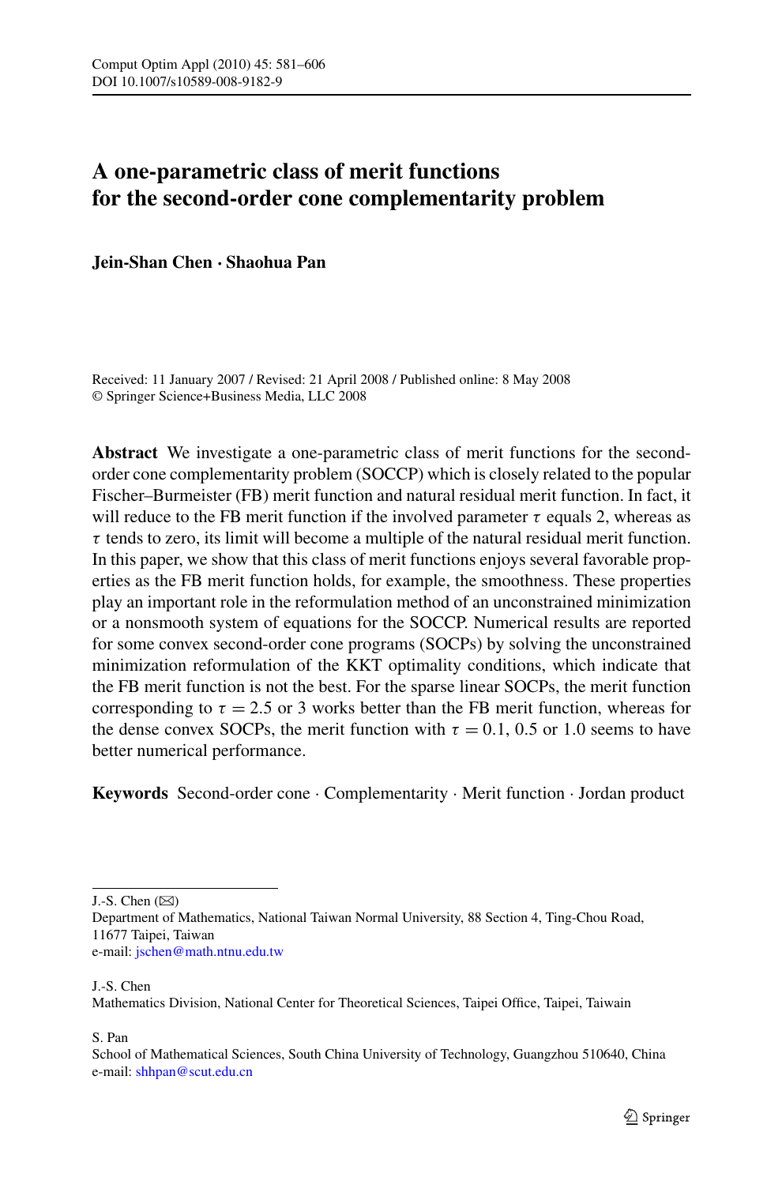# A one-parametric class of merit functions for the second-order cone complementarity problem

**Jein-Shan Chen · Shaohua Pan**

Received: 11 January 2007 / Revised: 21 April 2008 / Published online: 8 May 2008
© Springer Science+Business Media, LLC 2008

**Abstract** We investigate a one-parametric class of merit functions for the second-order cone complementarity problem (SOCCP) which is closely related to the popular Fischer–Burmeister (FB) merit function and natural residual merit function. In fact, it will reduce to the FB merit function if the involved parameter $\tau$ equals 2, whereas as $\tau$ tends to zero, its limit will become a multiple of the natural residual merit function. In this paper, we show that this class of merit functions enjoys several favorable properties as the FB merit function holds, for example, the smoothness. These properties play an important role in the reformulation method of an unconstrained minimization or a nonsmooth system of equations for the SOCCP. Numerical results are reported for some convex second-order cone programs (SOCPs) by solving the unconstrained minimization reformulation of the KKT optimality conditions, which indicate that the FB merit function is not the best. For the sparse linear SOCPs, the merit function corresponding to $\tau = 2.5$ or 3 works better than the FB merit function, whereas for the dense convex SOCPs, the merit function with $\tau = 0.1$, 0.5 or 1.0 seems to have better numerical performance.

**Keywords** Second-order cone · Complementarity · Merit function · Jordan product

---

J.-S. Chen (✉)
Department of Mathematics, National Taiwan Normal University, 88 Section 4, Ting-Chou Road, 11677 Taipei, Taiwan
e-mail: jschen@math.ntnu.edu.tw

J.-S. Chen
Mathematics Division, National Center for Theoretical Sciences, Taipei Office, Taipei, Taiwain

S. Pan
School of Mathematical Sciences, South China University of Technology, Guangzhou 510640, China
e-mail: shhpan@scut.edu.cn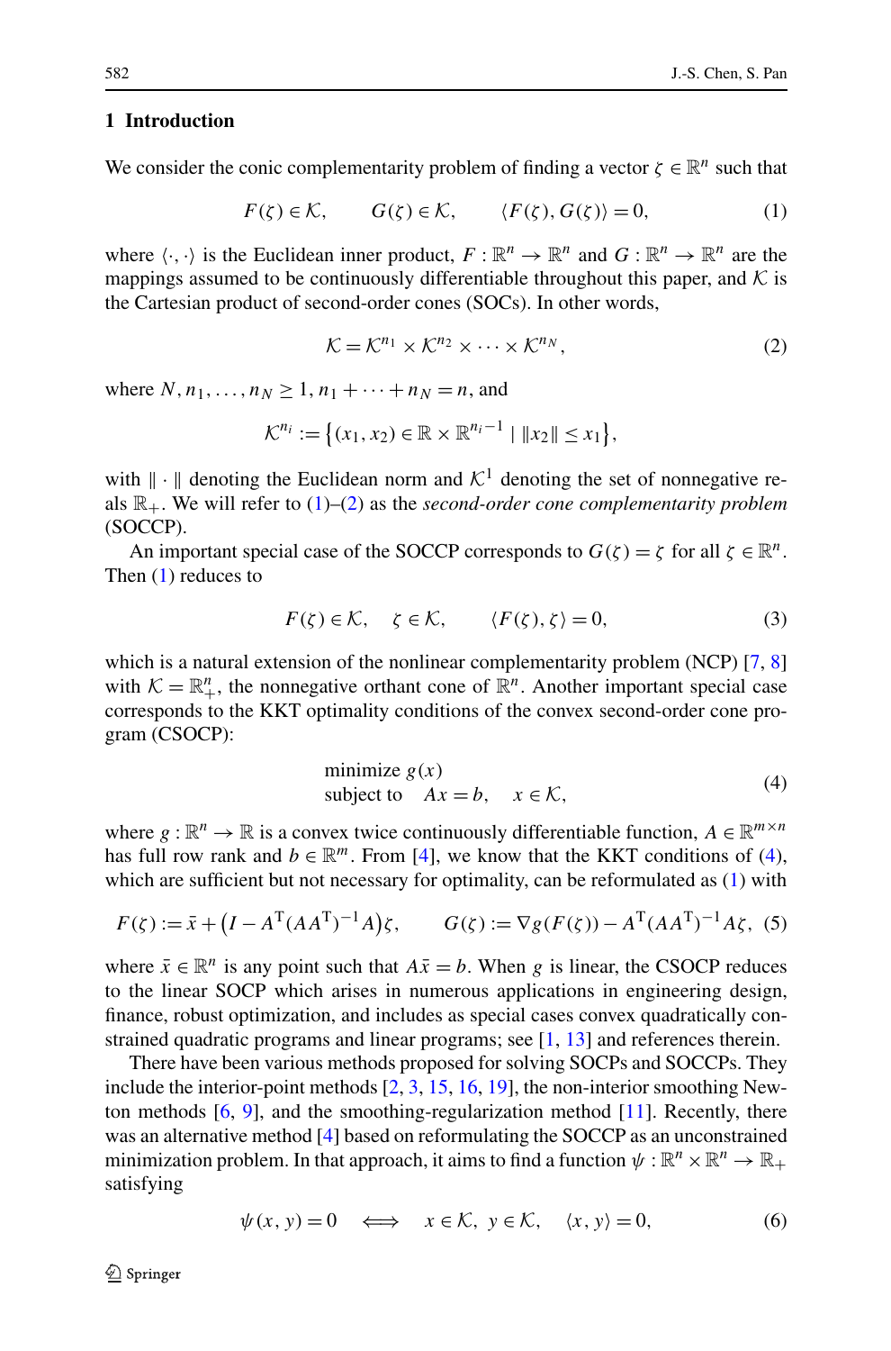## 1 Introduction

We consider the conic complementarity problem of finding a vector $\zeta \in \mathbb{R}^n$ such that

$$F(\zeta) \in \mathcal{K}, \qquad G(\zeta) \in \mathcal{K}, \qquad \langle F(\zeta), G(\zeta) \rangle = 0, \tag{1}$$

where $\langle \cdot, \cdot \rangle$ is the Euclidean inner product, $F : \mathbb{R}^n \to \mathbb{R}^n$ and $G : \mathbb{R}^n \to \mathbb{R}^n$ are the mappings assumed to be continuously differentiable throughout this paper, and $\mathcal{K}$ is the Cartesian product of second-order cones (SOCs). In other words,

$$\mathcal{K} = \mathcal{K}^{n_1} \times \mathcal{K}^{n_2} \times \cdots \times \mathcal{K}^{n_N}, \tag{2}$$

where $N, n_1, \ldots, n_N \geq 1$, $n_1 + \cdots + n_N = n$, and

$$\mathcal{K}^{n_i} := \left\{ (x_1, x_2) \in \mathbb{R} \times \mathbb{R}^{n_i - 1} \mid \|x_2\| \leq x_1 \right\},$$

with $\|\cdot\|$ denoting the Euclidean norm and $\mathcal{K}^1$ denoting the set of nonnegative reals $\mathbb{R}_+$. We will refer to (1)–(2) as the *second-order cone complementarity problem* (SOCCP).

An important special case of the SOCCP corresponds to $G(\zeta) = \zeta$ for all $\zeta \in \mathbb{R}^n$. Then (1) reduces to

$$F(\zeta) \in \mathcal{K}, \quad \zeta \in \mathcal{K}, \qquad \langle F(\zeta), \zeta \rangle = 0, \tag{3}$$

which is a natural extension of the nonlinear complementarity problem (NCP) [7, 8] with $\mathcal{K} = \mathbb{R}^n_+$, the nonnegative orthant cone of $\mathbb{R}^n$. Another important special case corresponds to the KKT optimality conditions of the convex second-order cone program (CSOCP):

$$\begin{aligned} &\text{minimize } g(x) \\ &\text{subject to} \quad Ax = b, \quad x \in \mathcal{K}, \end{aligned} \tag{4}$$

where $g : \mathbb{R}^n \to \mathbb{R}$ is a convex twice continuously differentiable function, $A \in \mathbb{R}^{m \times n}$ has full row rank and $b \in \mathbb{R}^m$. From [4], we know that the KKT conditions of (4), which are sufficient but not necessary for optimality, can be reformulated as (1) with

$$F(\zeta) := \bar{x} + \left(I - A^{\mathrm{T}}(AA^{\mathrm{T}})^{-1}A\right)\zeta, \qquad G(\zeta) := \nabla g(F(\zeta)) - A^{\mathrm{T}}(AA^{\mathrm{T}})^{-1}A\zeta, \tag{5}$$

where $\bar{x} \in \mathbb{R}^n$ is any point such that $A\bar{x} = b$. When $g$ is linear, the CSOCP reduces to the linear SOCP which arises in numerous applications in engineering design, finance, robust optimization, and includes as special cases convex quadratically constrained quadratic programs and linear programs; see [1, 13] and references therein.

There have been various methods proposed for solving SOCPs and SOCCPs. They include the interior-point methods [2, 3, 15, 16, 19], the non-interior smoothing Newton methods [6, 9], and the smoothing-regularization method [11]. Recently, there was an alternative method [4] based on reformulating the SOCCP as an unconstrained minimization problem. In that approach, it aims to find a function $\psi : \mathbb{R}^n \times \mathbb{R}^n \to \mathbb{R}_+$ satisfying

$$\psi(x, y) = 0 \quad \Longleftrightarrow \quad x \in \mathcal{K}, \;\; y \in \mathcal{K}, \quad \langle x, y \rangle = 0, \tag{6}$$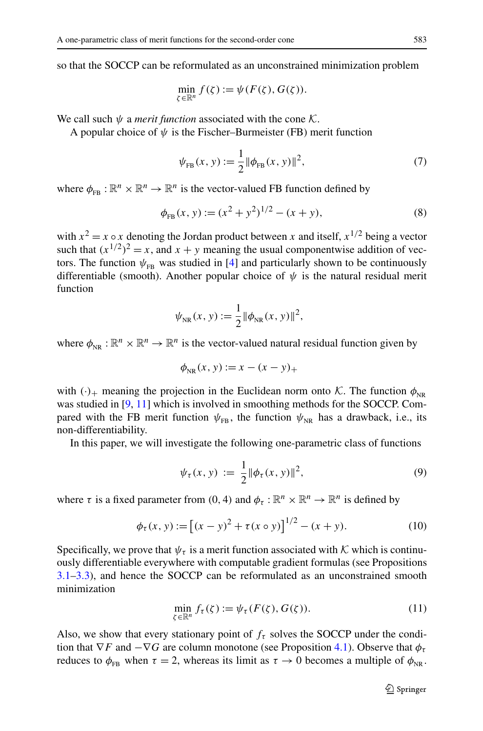so that the SOCCP can be reformulated as an unconstrained minimization problem

$$\min_{\zeta \in \mathbb{R}^n} f(\zeta) := \psi(F(\zeta), G(\zeta)).$$

We call such $\psi$ a *merit function* associated with the cone $\mathcal{K}$.

A popular choice of $\psi$ is the Fischer–Burmeister (FB) merit function

$$\psi_{\mathrm{FB}}(x, y) := \frac{1}{2}\|\phi_{\mathrm{FB}}(x, y)\|^2, \tag{7}$$

where $\phi_{\mathrm{FB}} : \mathbb{R}^n \times \mathbb{R}^n \to \mathbb{R}^n$ is the vector-valued FB function defined by

$$\phi_{\mathrm{FB}}(x, y) := (x^2 + y^2)^{1/2} - (x + y), \tag{8}$$

with $x^2 = x \circ x$ denoting the Jordan product between $x$ and itself, $x^{1/2}$ being a vector such that $(x^{1/2})^2 = x$, and $x + y$ meaning the usual componentwise addition of vectors. The function $\psi_{\mathrm{FB}}$ was studied in [4] and particularly shown to be continuously differentiable (smooth). Another popular choice of $\psi$ is the natural residual merit function

$$\psi_{\mathrm{NR}}(x, y) := \frac{1}{2}\|\phi_{\mathrm{NR}}(x, y)\|^2,$$

where $\phi_{\mathrm{NR}} : \mathbb{R}^n \times \mathbb{R}^n \to \mathbb{R}^n$ is the vector-valued natural residual function given by

$$\phi_{\mathrm{NR}}(x, y) := x - (x - y)_+$$

with $(\cdot)_+$ meaning the projection in the Euclidean norm onto $\mathcal{K}$. The function $\phi_{\mathrm{NR}}$ was studied in [9, 11] which is involved in smoothing methods for the SOCCP. Compared with the FB merit function $\psi_{\mathrm{FB}}$, the function $\psi_{\mathrm{NR}}$ has a drawback, i.e., its non-differentiability.

In this paper, we will investigate the following one-parametric class of functions

$$\psi_\tau(x, y) := \frac{1}{2}\|\phi_\tau(x, y)\|^2, \tag{9}$$

where $\tau$ is a fixed parameter from $(0, 4)$ and $\phi_\tau : \mathbb{R}^n \times \mathbb{R}^n \to \mathbb{R}^n$ is defined by

$$\phi_\tau(x, y) := \left[(x - y)^2 + \tau(x \circ y)\right]^{1/2} - (x + y). \tag{10}$$

Specifically, we prove that $\psi_\tau$ is a merit function associated with $\mathcal{K}$ which is continuously differentiable everywhere with computable gradient formulas (see Propositions 3.1–3.3), and hence the SOCCP can be reformulated as an unconstrained smooth minimization

$$\min_{\zeta \in \mathbb{R}^n} f_\tau(\zeta) := \psi_\tau(F(\zeta), G(\zeta)). \tag{11}$$

Also, we show that every stationary point of $f_\tau$ solves the SOCCP under the condition that $\nabla F$ and $-\nabla G$ are column monotone (see Proposition 4.1). Observe that $\phi_\tau$ reduces to $\phi_{\mathrm{FB}}$ when $\tau = 2$, whereas its limit as $\tau \to 0$ becomes a multiple of $\phi_{\mathrm{NR}}$.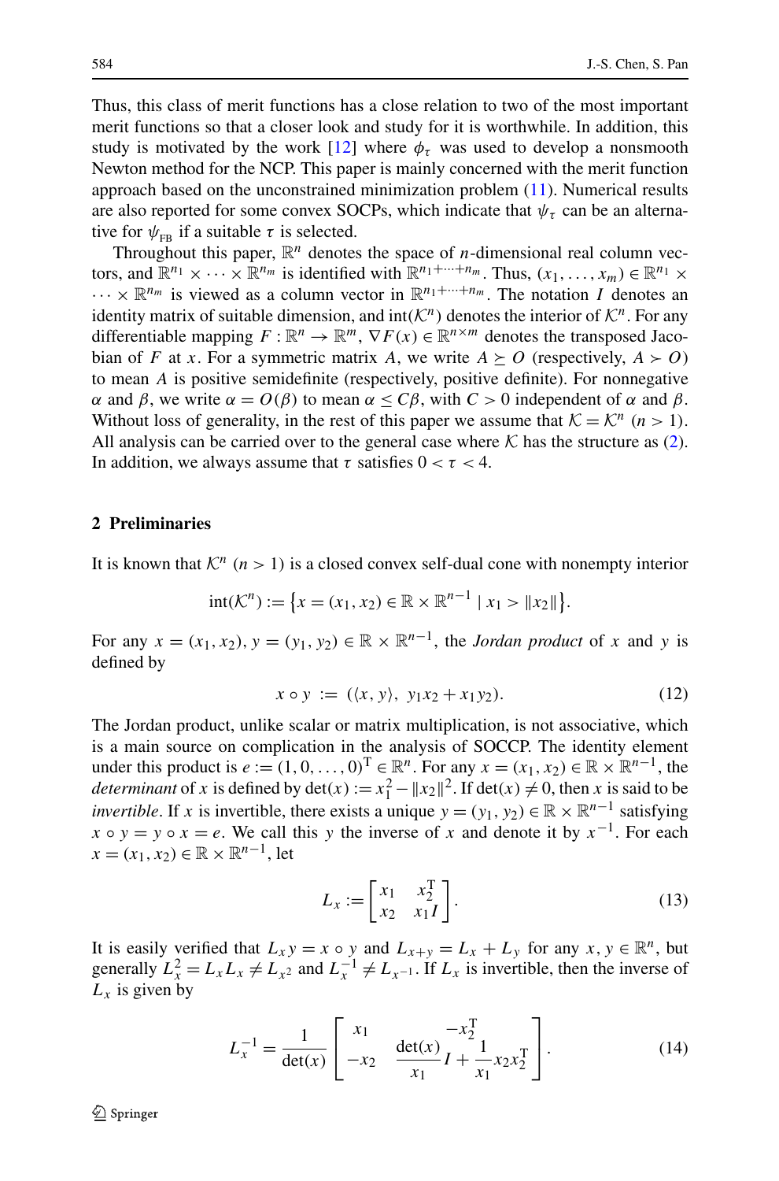Thus, this class of merit functions has a close relation to two of the most important merit functions so that a closer look and study for it is worthwhile. In addition, this study is motivated by the work [12] where $\phi_\tau$ was used to develop a nonsmooth Newton method for the NCP. This paper is mainly concerned with the merit function approach based on the unconstrained minimization problem (11). Numerical results are also reported for some convex SOCPs, which indicate that $\psi_\tau$ can be an alternative for $\psi_{\rm FB}$ if a suitable $\tau$ is selected.

Throughout this paper, $\mathbb{R}^n$ denotes the space of $n$-dimensional real column vectors, and $\mathbb{R}^{n_1} \times \cdots \times \mathbb{R}^{n_m}$ is identified with $\mathbb{R}^{n_1+\cdots+n_m}$. Thus, $(x_1, \ldots, x_m) \in \mathbb{R}^{n_1} \times \cdots \times \mathbb{R}^{n_m}$ is viewed as a column vector in $\mathbb{R}^{n_1+\cdots+n_m}$. The notation $I$ denotes an identity matrix of suitable dimension, and $\text{int}(\mathcal{K}^n)$ denotes the interior of $\mathcal{K}^n$. For any differentiable mapping $F : \mathbb{R}^n \to \mathbb{R}^m$, $\nabla F(x) \in \mathbb{R}^{n\times m}$ denotes the transposed Jacobian of $F$ at $x$. For a symmetric matrix $A$, we write $A \succeq O$ (respectively, $A \succ O$) to mean $A$ is positive semidefinite (respectively, positive definite). For nonnegative $\alpha$ and $\beta$, we write $\alpha = O(\beta)$ to mean $\alpha \le C\beta$, with $C > 0$ independent of $\alpha$ and $\beta$. Without loss of generality, in the rest of this paper we assume that $\mathcal{K} = \mathcal{K}^n$ $(n > 1)$. All analysis can be carried over to the general case where $\mathcal{K}$ has the structure as (2). In addition, we always assume that $\tau$ satisfies $0 < \tau < 4$.

## 2 Preliminaries

It is known that $\mathcal{K}^n$ $(n > 1)$ is a closed convex self-dual cone with nonempty interior

$$\text{int}(\mathcal{K}^n) := \left\{x = (x_1, x_2) \in \mathbb{R} \times \mathbb{R}^{n-1} \mid x_1 > \|x_2\|\right\}.$$

For any $x = (x_1, x_2)$, $y = (y_1, y_2) \in \mathbb{R} \times \mathbb{R}^{n-1}$, the *Jordan product* of $x$ and $y$ is defined by

$$x \circ y := (\langle x, y\rangle,\ y_1 x_2 + x_1 y_2). \tag{12}$$

The Jordan product, unlike scalar or matrix multiplication, is not associative, which is a main source on complication in the analysis of SOCCP. The identity element under this product is $e := (1, 0, \ldots, 0)^{\rm T} \in \mathbb{R}^n$. For any $x = (x_1, x_2) \in \mathbb{R} \times \mathbb{R}^{n-1}$, the *determinant* of $x$ is defined by $\det(x) := x_1^2 - \|x_2\|^2$. If $\det(x) \neq 0$, then $x$ is said to be *invertible*. If $x$ is invertible, there exists a unique $y = (y_1, y_2) \in \mathbb{R} \times \mathbb{R}^{n-1}$ satisfying $x \circ y = y \circ x = e$. We call this $y$ the inverse of $x$ and denote it by $x^{-1}$. For each $x = (x_1, x_2) \in \mathbb{R} \times \mathbb{R}^{n-1}$, let

$$L_x := \begin{bmatrix} x_1 & x_2^{\rm T} \\ x_2 & x_1 I \end{bmatrix}. \tag{13}$$

It is easily verified that $L_x y = x \circ y$ and $L_{x+y} = L_x + L_y$ for any $x, y \in \mathbb{R}^n$, but generally $L_x^2 = L_x L_x \neq L_{x^2}$ and $L_x^{-1} \neq L_{x^{-1}}$. If $L_x$ is invertible, then the inverse of $L_x$ is given by

$$L_x^{-1} = \frac{1}{\det(x)} \begin{bmatrix} x_1 & -x_2^{\rm T} \\ -x_2 & \dfrac{\det(x)}{x_1} I + \dfrac{1}{x_1} x_2 x_2^{\rm T} \end{bmatrix}. \tag{14}$$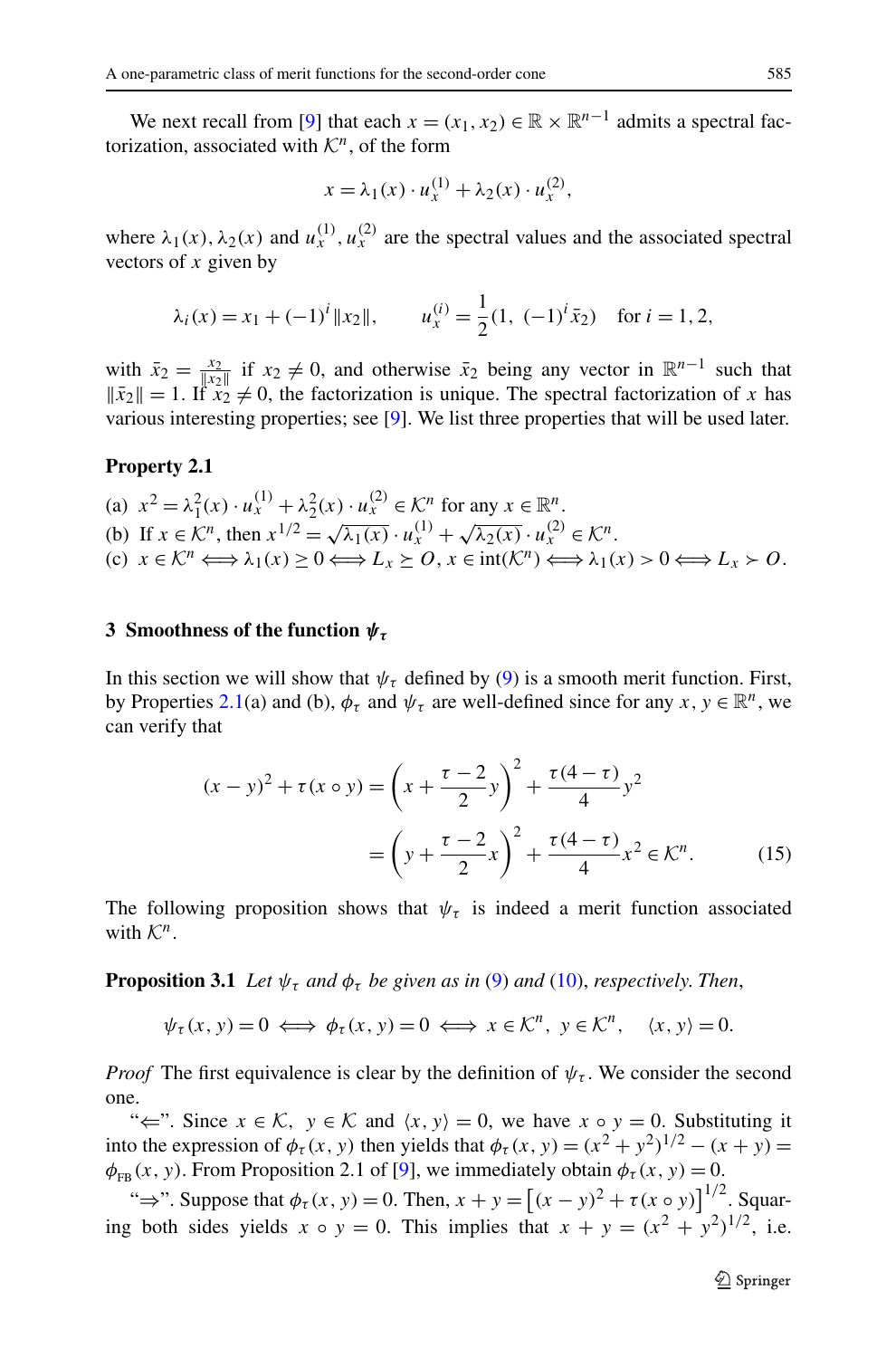We next recall from [9] that each $x = (x_1, x_2) \in \mathbb{R} \times \mathbb{R}^{n-1}$ admits a spectral factorization, associated with $\mathcal{K}^n$, of the form

$$x = \lambda_1(x) \cdot u_x^{(1)} + \lambda_2(x) \cdot u_x^{(2)},$$

where $\lambda_1(x), \lambda_2(x)$ and $u_x^{(1)}, u_x^{(2)}$ are the spectral values and the associated spectral vectors of $x$ given by

$$\lambda_i(x) = x_1 + (-1)^i \|x_2\|, \qquad u_x^{(i)} = \frac{1}{2}(1,\ (-1)^i \bar{x}_2) \quad \text{for } i = 1, 2,$$

with $\bar{x}_2 = \frac{x_2}{\|x_2\|}$ if $x_2 \neq 0$, and otherwise $\bar{x}_2$ being any vector in $\mathbb{R}^{n-1}$ such that $\|\bar{x}_2\| = 1$. If $x_2 \neq 0$, the factorization is unique. The spectral factorization of $x$ has various interesting properties; see [9]. We list three properties that will be used later.

**Property 2.1**

(a) $x^2 = \lambda_1^2(x) \cdot u_x^{(1)} + \lambda_2^2(x) \cdot u_x^{(2)} \in \mathcal{K}^n$ for any $x \in \mathbb{R}^n$.
(b) If $x \in \mathcal{K}^n$, then $x^{1/2} = \sqrt{\lambda_1(x)} \cdot u_x^{(1)} + \sqrt{\lambda_2(x)} \cdot u_x^{(2)} \in \mathcal{K}^n$.
(c) $x \in \mathcal{K}^n \Longleftrightarrow \lambda_1(x) \geq 0 \Longleftrightarrow L_x \succeq O$, $x \in \text{int}(\mathcal{K}^n) \Longleftrightarrow \lambda_1(x) > 0 \Longleftrightarrow L_x \succ O$.

## 3 Smoothness of the function $\psi_\tau$

In this section we will show that $\psi_\tau$ defined by (9) is a smooth merit function. First, by Properties 2.1(a) and (b), $\phi_\tau$ and $\psi_\tau$ are well-defined since for any $x, y \in \mathbb{R}^n$, we can verify that

$$\begin{aligned}(x-y)^2 + \tau(x \circ y) &= \left(x + \frac{\tau - 2}{2} y\right)^2 + \frac{\tau(4-\tau)}{4} y^2 \\ &= \left(y + \frac{\tau - 2}{2} x\right)^2 + \frac{\tau(4-\tau)}{4} x^2 \in \mathcal{K}^n. \qquad (15)\end{aligned}$$

The following proposition shows that $\psi_\tau$ is indeed a merit function associated with $\mathcal{K}^n$.

**Proposition 3.1** *Let $\psi_\tau$ and $\phi_\tau$ be given as in (9) and (10), respectively. Then,*

$$\psi_\tau(x, y) = 0 \iff \phi_\tau(x, y) = 0 \iff x \in \mathcal{K}^n,\ y \in \mathcal{K}^n, \quad \langle x, y \rangle = 0.$$

*Proof* The first equivalence is clear by the definition of $\psi_\tau$. We consider the second one.

"$\Leftarrow$". Since $x \in \mathcal{K}$, $y \in \mathcal{K}$ and $\langle x, y \rangle = 0$, we have $x \circ y = 0$. Substituting it into the expression of $\phi_\tau(x, y)$ then yields that $\phi_\tau(x, y) = (x^2 + y^2)^{1/2} - (x + y) = \phi_{\text{FB}}(x, y)$. From Proposition 2.1 of [9], we immediately obtain $\phi_\tau(x, y) = 0$.

"$\Rightarrow$". Suppose that $\phi_\tau(x, y) = 0$. Then, $x + y = \left[(x - y)^2 + \tau(x \circ y)\right]^{1/2}$. Squaring both sides yields $x \circ y = 0$. This implies that $x + y = (x^2 + y^2)^{1/2}$, i.e.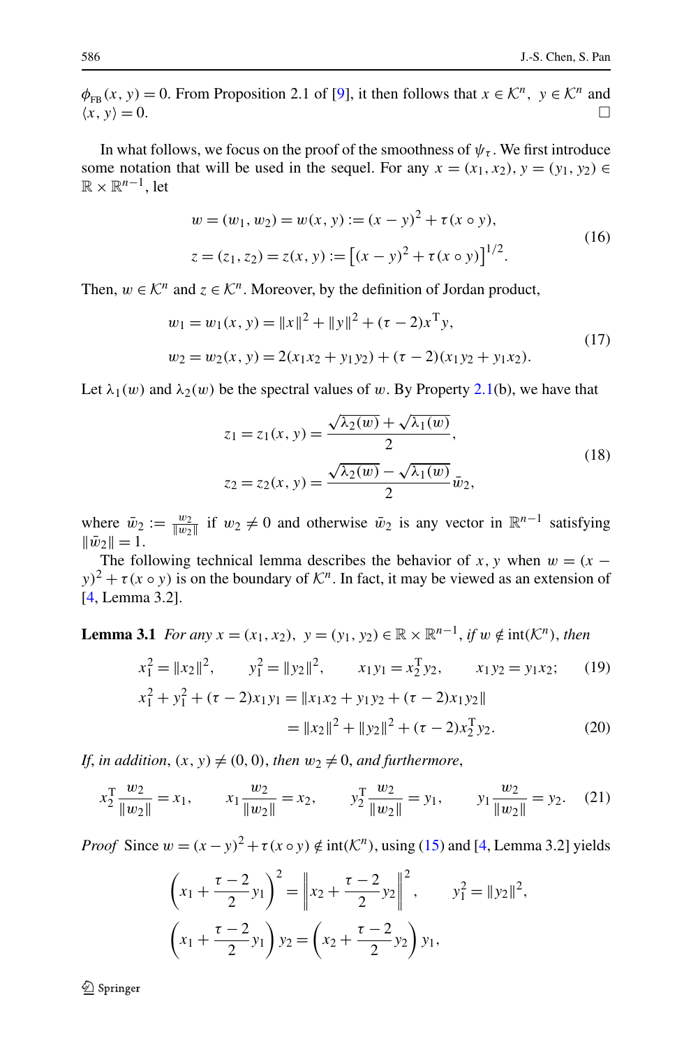$\phi_{\text{FB}}(x,y)=0$. From Proposition 2.1 of [9], it then follows that $x\in\mathcal{K}^n,\ y\in\mathcal{K}^n$ and $\langle x,y\rangle=0$. $\square$

In what follows, we focus on the proof of the smoothness of $\psi_\tau$. We first introduce some notation that will be used in the sequel. For any $x=(x_1,x_2), y=(y_1,y_2)\in\mathbb{R}\times\mathbb{R}^{n-1}$, let

$$
\begin{aligned}
w&=(w_1,w_2)=w(x,y):=(x-y)^2+\tau(x\circ y),\\
z&=(z_1,z_2)=z(x,y):=\left[(x-y)^2+\tau(x\circ y)\right]^{1/2}.
\end{aligned}
\tag{16}
$$

Then, $w\in\mathcal{K}^n$ and $z\in\mathcal{K}^n$. Moreover, by the definition of Jordan product,

$$
\begin{aligned}
w_1&=w_1(x,y)=\|x\|^2+\|y\|^2+(\tau-2)x^{\mathrm{T}}y,\\
w_2&=w_2(x,y)=2(x_1x_2+y_1y_2)+(\tau-2)(x_1y_2+y_1x_2).
\end{aligned}
\tag{17}
$$

Let $\lambda_1(w)$ and $\lambda_2(w)$ be the spectral values of $w$. By Property 2.1(b), we have that

$$
\begin{aligned}
z_1&=z_1(x,y)=\frac{\sqrt{\lambda_2(w)}+\sqrt{\lambda_1(w)}}{2},\\
z_2&=z_2(x,y)=\frac{\sqrt{\lambda_2(w)}-\sqrt{\lambda_1(w)}}{2}\bar{w}_2,
\end{aligned}
\tag{18}
$$

where $\bar{w}_2:=\frac{w_2}{\|w_2\|}$ if $w_2\neq 0$ and otherwise $\bar{w}_2$ is any vector in $\mathbb{R}^{n-1}$ satisfying $\|\bar{w}_2\|=1$.

The following technical lemma describes the behavior of $x,y$ when $w=(x-y)^2+\tau(x\circ y)$ is on the boundary of $\mathcal{K}^n$. In fact, it may be viewed as an extension of [4, Lemma 3.2].

**Lemma 3.1** *For any $x=(x_1,x_2),\ y=(y_1,y_2)\in\mathbb{R}\times\mathbb{R}^{n-1}$, if $w\notin\operatorname{int}(\mathcal{K}^n)$, then*

$$
x_1^2=\|x_2\|^2,\qquad y_1^2=\|y_2\|^2,\qquad x_1y_1=x_2^{\mathrm{T}}y_2,\qquad x_1y_2=y_1x_2;\tag{19}
$$

$$
\begin{aligned}
x_1^2+y_1^2+(\tau-2)x_1y_1&=\|x_1x_2+y_1y_2+(\tau-2)x_1y_2\|\\
&=\|x_2\|^2+\|y_2\|^2+(\tau-2)x_2^{\mathrm{T}}y_2.
\end{aligned}
\tag{20}
$$

*If, in addition, $(x,y)\neq(0,0)$, then $w_2\neq 0$, and furthermore,*

$$
x_2^{\mathrm{T}}\frac{w_2}{\|w_2\|}=x_1,\qquad x_1\frac{w_2}{\|w_2\|}=x_2,\qquad y_2^{\mathrm{T}}\frac{w_2}{\|w_2\|}=y_1,\qquad y_1\frac{w_2}{\|w_2\|}=y_2.\tag{21}
$$

*Proof* Since $w=(x-y)^2+\tau(x\circ y)\notin\operatorname{int}(\mathcal{K}^n)$, using (15) and [4, Lemma 3.2] yields

$$
\begin{aligned}
&\left(x_1+\frac{\tau-2}{2}y_1\right)^2=\left\|x_2+\frac{\tau-2}{2}y_2\right\|^2,\qquad y_1^2=\|y_2\|^2,\\
&\left(x_1+\frac{\tau-2}{2}y_1\right)y_2=\left(x_2+\frac{\tau-2}{2}y_2\right)y_1,
\end{aligned}
$$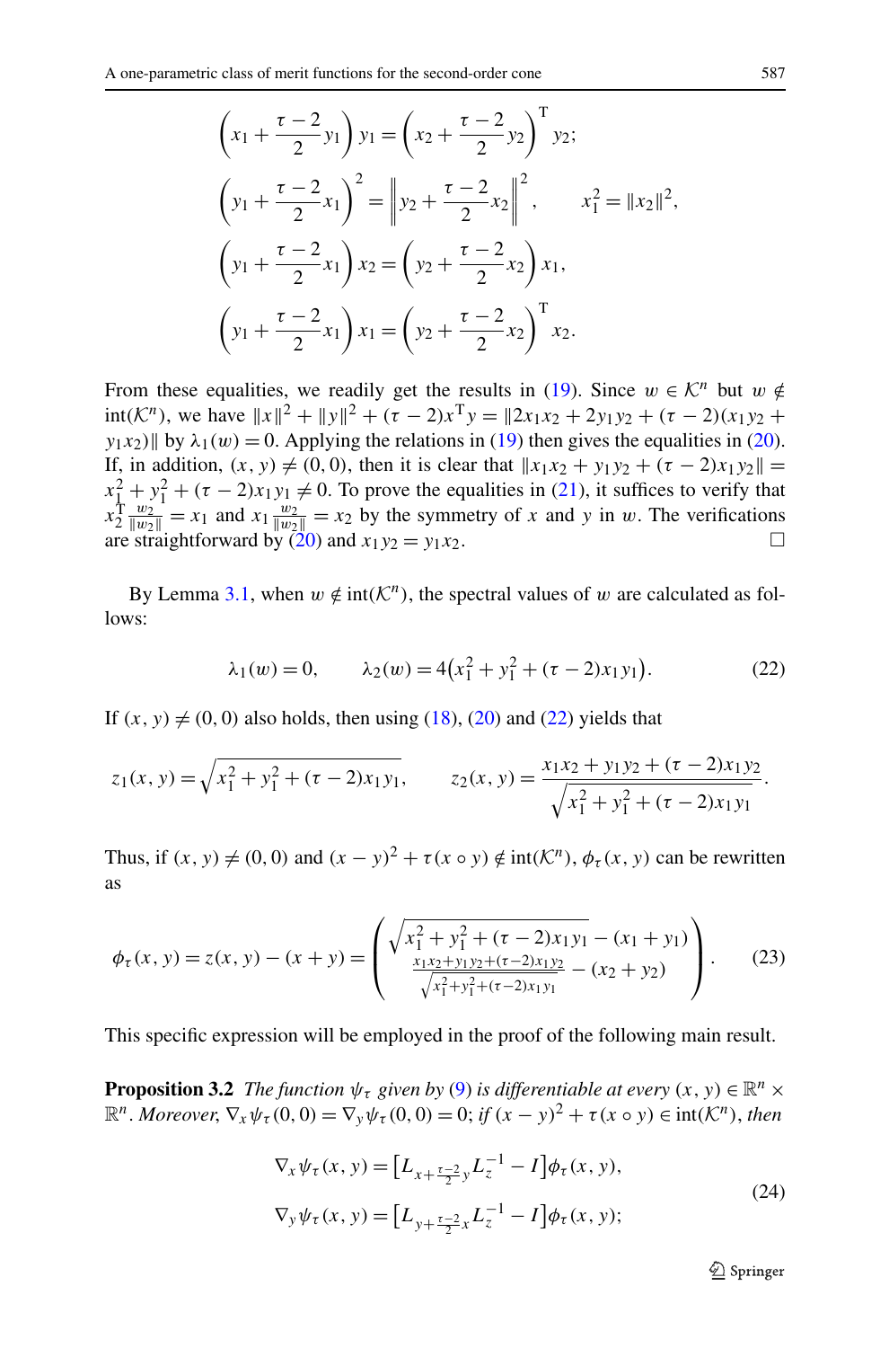$$\left(x_1 + \frac{\tau-2}{2}y_1\right)y_1 = \left(x_2 + \frac{\tau-2}{2}y_2\right)^{\mathrm{T}} y_2;$$

$$\left(y_1 + \frac{\tau-2}{2}x_1\right)^2 = \left\|y_2 + \frac{\tau-2}{2}x_2\right\|^2, \qquad x_1^2 = \|x_2\|^2,$$

$$\left(y_1 + \frac{\tau-2}{2}x_1\right)x_2 = \left(y_2 + \frac{\tau-2}{2}x_2\right)x_1,$$

$$\left(y_1 + \frac{\tau-2}{2}x_1\right)x_1 = \left(y_2 + \frac{\tau-2}{2}x_2\right)^{\mathrm{T}} x_2.$$

From these equalities, we readily get the results in (19). Since $w \in \mathcal{K}^n$ but $w \notin \mathrm{int}(\mathcal{K}^n)$, we have $\|x\|^2 + \|y\|^2 + (\tau-2)x^{\mathrm{T}}y = \|2x_1x_2 + 2y_1y_2 + (\tau-2)(x_1y_2 + y_1x_2)\|$ by $\lambda_1(w) = 0$. Applying the relations in (19) then gives the equalities in (20). If, in addition, $(x,y) \neq (0,0)$, then it is clear that $\|x_1x_2 + y_1y_2 + (\tau-2)x_1y_2\| = x_1^2 + y_1^2 + (\tau-2)x_1y_1 \neq 0$. To prove the equalities in (21), it suffices to verify that $x_2^{\mathrm{T}}\frac{w_2}{\|w_2\|} = x_1$ and $x_1\frac{w_2}{\|w_2\|} = x_2$ by the symmetry of $x$ and $y$ in $w$. The verifications are straightforward by (20) and $x_1y_2 = y_1x_2$. □

By Lemma 3.1, when $w \notin \mathrm{int}(\mathcal{K}^n)$, the spectral values of $w$ are calculated as follows:

$$\lambda_1(w) = 0, \qquad \lambda_2(w) = 4\left(x_1^2 + y_1^2 + (\tau-2)x_1y_1\right). \tag{22}$$

If $(x,y) \neq (0,0)$ also holds, then using (18), (20) and (22) yields that

$$z_1(x,y) = \sqrt{x_1^2 + y_1^2 + (\tau-2)x_1y_1}, \qquad z_2(x,y) = \frac{x_1x_2 + y_1y_2 + (\tau-2)x_1y_2}{\sqrt{x_1^2 + y_1^2 + (\tau-2)x_1y_1}}.$$

Thus, if $(x,y) \neq (0,0)$ and $(x-y)^2 + \tau(x \circ y) \notin \mathrm{int}(\mathcal{K}^n)$, $\phi_\tau(x,y)$ can be rewritten as

$$\phi_\tau(x,y) = z(x,y) - (x+y) = \begin{pmatrix} \sqrt{x_1^2 + y_1^2 + (\tau-2)x_1y_1} - (x_1+y_1) \\ \frac{x_1x_2 + y_1y_2 + (\tau-2)x_1y_2}{\sqrt{x_1^2 + y_1^2 + (\tau-2)x_1y_1}} - (x_2+y_2) \end{pmatrix}. \tag{23}$$

This specific expression will be employed in the proof of the following main result.

**Proposition 3.2** *The function $\psi_\tau$ given by (9) is differentiable at every $(x,y) \in \mathbb{R}^n \times \mathbb{R}^n$. Moreover, $\nabla_x\psi_\tau(0,0) = \nabla_y\psi_\tau(0,0) = 0$; if $(x-y)^2 + \tau(x \circ y) \in \mathrm{int}(\mathcal{K}^n)$, then*

$$\begin{aligned} \nabla_x\psi_\tau(x,y) &= \left[L_{x+\frac{\tau-2}{2}y}L_z^{-1} - I\right]\phi_\tau(x,y), \\ \nabla_y\psi_\tau(x,y) &= \left[L_{y+\frac{\tau-2}{2}x}L_z^{-1} - I\right]\phi_\tau(x,y); \end{aligned} \tag{24}$$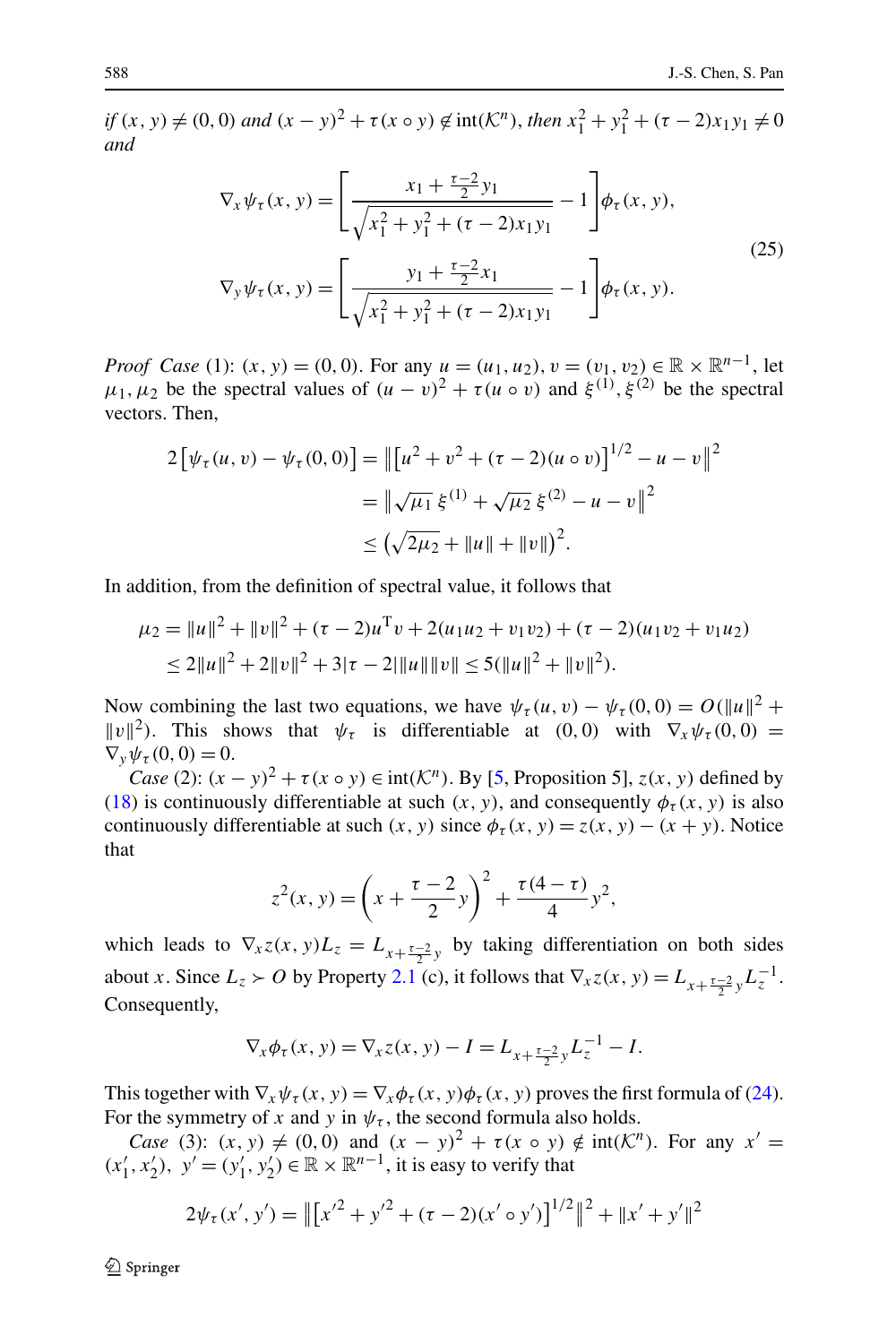*if* $(x, y) \neq (0,0)$ *and* $(x-y)^2 + \tau(x \circ y) \notin \text{int}(\mathcal{K}^n)$, *then* $x_1^2 + y_1^2 + (\tau - 2)x_1 y_1 \neq 0$ *and*

$$
\begin{aligned}
\nabla_x \psi_\tau(x, y) &= \left[ \frac{x_1 + \frac{\tau-2}{2} y_1}{\sqrt{x_1^2 + y_1^2 + (\tau-2)x_1 y_1}} - 1 \right] \phi_\tau(x, y), \\
\nabla_y \psi_\tau(x, y) &= \left[ \frac{y_1 + \frac{\tau-2}{2} x_1}{\sqrt{x_1^2 + y_1^2 + (\tau-2)x_1 y_1}} - 1 \right] \phi_\tau(x, y).
\end{aligned}
\tag{25}
$$

*Proof Case* (1): $(x, y) = (0, 0)$. For any $u = (u_1, u_2), v = (v_1, v_2) \in \mathbb{R} \times \mathbb{R}^{n-1}$, let $\mu_1, \mu_2$ be the spectral values of $(u - v)^2 + \tau(u \circ v)$ and $\xi^{(1)}, \xi^{(2)}$ be the spectral vectors. Then,

$$
\begin{aligned}
2\left[\psi_\tau(u, v) - \psi_\tau(0, 0)\right] &= \left\| \left[u^2 + v^2 + (\tau - 2)(u \circ v)\right]^{1/2} - u - v \right\|^2 \\
&= \left\| \sqrt{\mu_1}\, \xi^{(1)} + \sqrt{\mu_2}\, \xi^{(2)} - u - v \right\|^2 \\
&\leq \left( \sqrt{2\mu_2} + \|u\| + \|v\| \right)^2.
\end{aligned}
$$

In addition, from the definition of spectral value, it follows that

$$
\begin{aligned}
\mu_2 &= \|u\|^2 + \|v\|^2 + (\tau - 2)u^{\mathrm{T}} v + 2(u_1 u_2 + v_1 v_2) + (\tau - 2)(u_1 v_2 + v_1 u_2) \\
&\leq 2\|u\|^2 + 2\|v\|^2 + 3|\tau - 2|\|u\|\|v\| \leq 5(\|u\|^2 + \|v\|^2).
\end{aligned}
$$

Now combining the last two equations, we have $\psi_\tau(u, v) - \psi_\tau(0, 0) = O(\|u\|^2 + \|v\|^2)$. This shows that $\psi_\tau$ is differentiable at $(0, 0)$ with $\nabla_x \psi_\tau(0, 0) = \nabla_y \psi_\tau(0, 0) = 0$.

*Case* (2): $(x - y)^2 + \tau(x \circ y) \in \text{int}(\mathcal{K}^n)$. By [5, Proposition 5], $z(x, y)$ defined by (18) is continuously differentiable at such $(x, y)$, and consequently $\phi_\tau(x, y)$ is also continuously differentiable at such $(x, y)$ since $\phi_\tau(x, y) = z(x, y) - (x + y)$. Notice that

$$
z^2(x, y) = \left( x + \frac{\tau - 2}{2} y \right)^2 + \frac{\tau(4 - \tau)}{4} y^2,
$$

which leads to $\nabla_x z(x, y) L_z = L_{x + \frac{\tau-2}{2} y}$ by taking differentiation on both sides about $x$. Since $L_z \succ O$ by Property 2.1 (c), it follows that $\nabla_x z(x, y) = L_{x + \frac{\tau-2}{2} y} L_z^{-1}$. Consequently,

$$
\nabla_x \phi_\tau(x, y) = \nabla_x z(x, y) - I = L_{x + \frac{\tau-2}{2} y} L_z^{-1} - I.
$$

This together with $\nabla_x \psi_\tau(x, y) = \nabla_x \phi_\tau(x, y) \phi_\tau(x, y)$ proves the first formula of (24). For the symmetry of $x$ and $y$ in $\psi_\tau$, the second formula also holds.

*Case* (3): $(x, y) \neq (0, 0)$ and $(x - y)^2 + \tau(x \circ y) \notin \text{int}(\mathcal{K}^n)$. For any $x' = (x_1', x_2'),\ y' = (y_1', y_2') \in \mathbb{R} \times \mathbb{R}^{n-1}$, it is easy to verify that

$$
2\psi_\tau(x', y') = \left\| \left[ x'^2 + y'^2 + (\tau - 2)(x' \circ y') \right]^{1/2} \right\|^2 + \|x' + y'\|^2
$$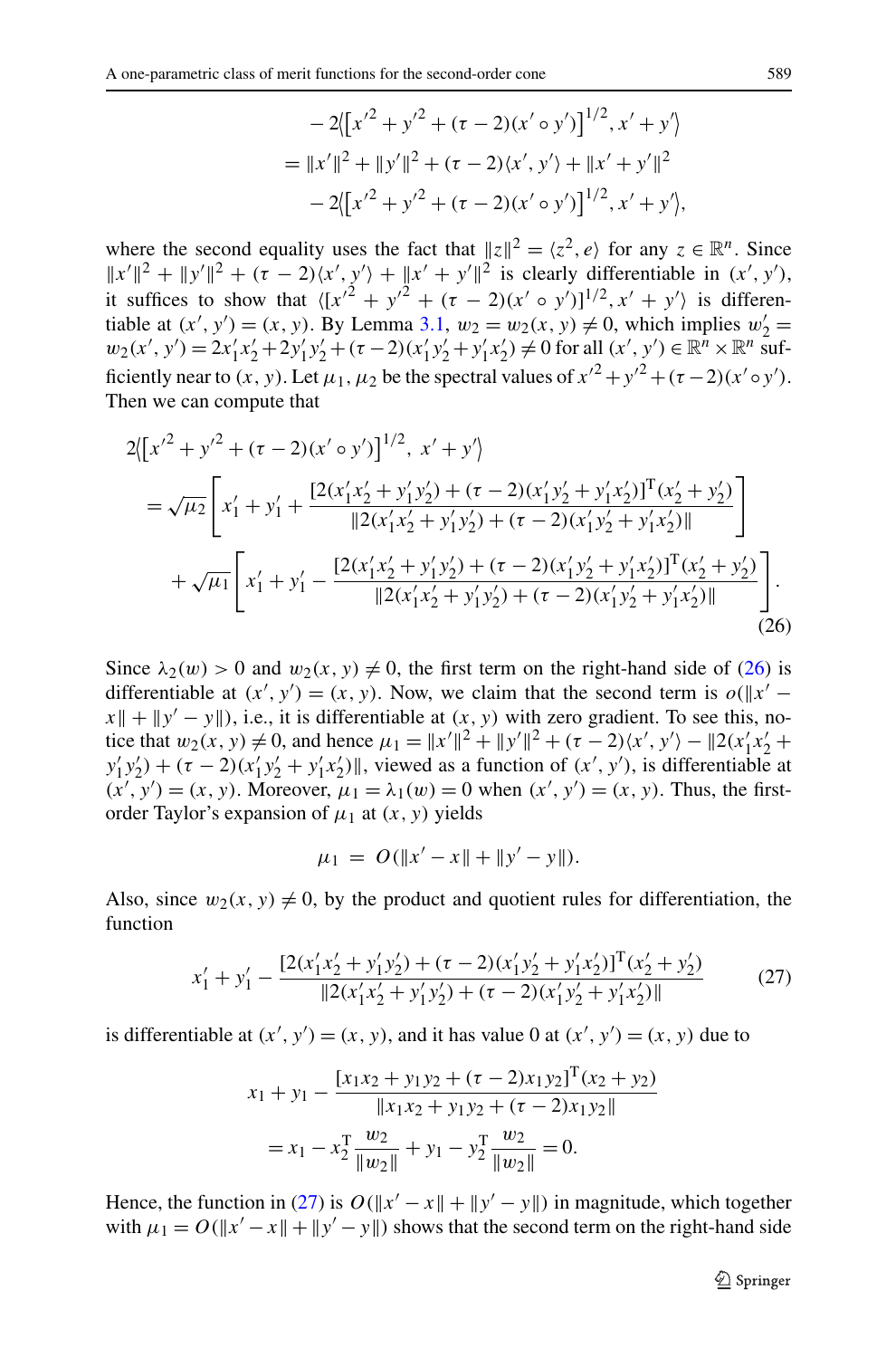$$
\begin{aligned}
&-2\big\langle \big[x'^2 + y'^2 + (\tau-2)(x'\circ y')\big]^{1/2}, x'+y'\big\rangle \\
&= \|x'\|^2 + \|y'\|^2 + (\tau-2)\langle x', y'\rangle + \|x'+y'\|^2 \\
&\quad -2\big\langle \big[x'^2 + y'^2 + (\tau-2)(x'\circ y')\big]^{1/2}, x'+y'\big\rangle,
\end{aligned}
$$

where the second equality uses the fact that $\|z\|^2 = \langle z^2, e\rangle$ for any $z \in \mathbb{R}^n$. Since $\|x'\|^2 + \|y'\|^2 + (\tau-2)\langle x', y'\rangle + \|x'+y'\|^2$ is clearly differentiable in $(x', y')$, it suffices to show that $\langle [x'^2 + y'^2 + (\tau-2)(x'\circ y')]^{1/2}, x'+y'\rangle$ is differentiable at $(x', y') = (x, y)$. By Lemma 3.1, $w_2 = w_2(x, y) \neq 0$, which implies $w_2' = w_2(x', y') = 2x_1'x_2' + 2y_1'y_2' + (\tau-2)(x_1'y_2' + y_1'x_2') \neq 0$ for all $(x', y') \in \mathbb{R}^n \times \mathbb{R}^n$ sufficiently near to $(x, y)$. Let $\mu_1, \mu_2$ be the spectral values of $x'^2 + y'^2 + (\tau-2)(x'\circ y')$. Then we can compute that

$$
\begin{aligned}
&2\big\langle \big[x'^2 + y'^2 + (\tau-2)(x'\circ y')\big]^{1/2},\ x'+y'\big\rangle \\
&= \sqrt{\mu_2}\left[x_1' + y_1' + \frac{[2(x_1'x_2' + y_1'y_2') + (\tau-2)(x_1'y_2' + y_1'x_2')]^{\mathrm{T}}(x_2' + y_2')}{\|2(x_1'x_2' + y_1'y_2') + (\tau-2)(x_1'y_2' + y_1'x_2')\|}\right] \\
&\quad + \sqrt{\mu_1}\left[x_1' + y_1' - \frac{[2(x_1'x_2' + y_1'y_2') + (\tau-2)(x_1'y_2' + y_1'x_2')]^{\mathrm{T}}(x_2' + y_2')}{\|2(x_1'x_2' + y_1'y_2') + (\tau-2)(x_1'y_2' + y_1'x_2')\|}\right].
\end{aligned}
\tag{26}
$$

Since $\lambda_2(w) > 0$ and $w_2(x, y) \neq 0$, the first term on the right-hand side of (26) is differentiable at $(x', y') = (x, y)$. Now, we claim that the second term is $o(\|x' - x\| + \|y' - y\|)$, i.e., it is differentiable at $(x, y)$ with zero gradient. To see this, notice that $w_2(x, y) \neq 0$, and hence $\mu_1 = \|x'\|^2 + \|y'\|^2 + (\tau-2)\langle x', y'\rangle - \|2(x_1'x_2' + y_1'y_2') + (\tau-2)(x_1'y_2' + y_1'x_2')\|$, viewed as a function of $(x', y')$, is differentiable at $(x', y') = (x, y)$. Moreover, $\mu_1 = \lambda_1(w) = 0$ when $(x', y') = (x, y)$. Thus, the first-order Taylor's expansion of $\mu_1$ at $(x, y)$ yields

$$
\mu_1 = O(\|x' - x\| + \|y' - y\|).
$$

Also, since $w_2(x, y) \neq 0$, by the product and quotient rules for differentiation, the function

$$
x_1' + y_1' - \frac{[2(x_1'x_2' + y_1'y_2') + (\tau-2)(x_1'y_2' + y_1'x_2')]^{\mathrm{T}}(x_2' + y_2')}{\|2(x_1'x_2' + y_1'y_2') + (\tau-2)(x_1'y_2' + y_1'x_2')\|}
\tag{27}
$$

is differentiable at $(x', y') = (x, y)$, and it has value 0 at $(x', y') = (x, y)$ due to

$$
\begin{aligned}
&x_1 + y_1 - \frac{[x_1x_2 + y_1y_2 + (\tau-2)x_1y_2]^{\mathrm{T}}(x_2 + y_2)}{\|x_1x_2 + y_1y_2 + (\tau-2)x_1y_2\|} \\
&= x_1 - x_2^{\mathrm{T}}\frac{w_2}{\|w_2\|} + y_1 - y_2^{\mathrm{T}}\frac{w_2}{\|w_2\|} = 0.
\end{aligned}
$$

Hence, the function in (27) is $O(\|x' - x\| + \|y' - y\|)$ in magnitude, which together with $\mu_1 = O(\|x' - x\| + \|y' - y\|)$ shows that the second term on the right-hand side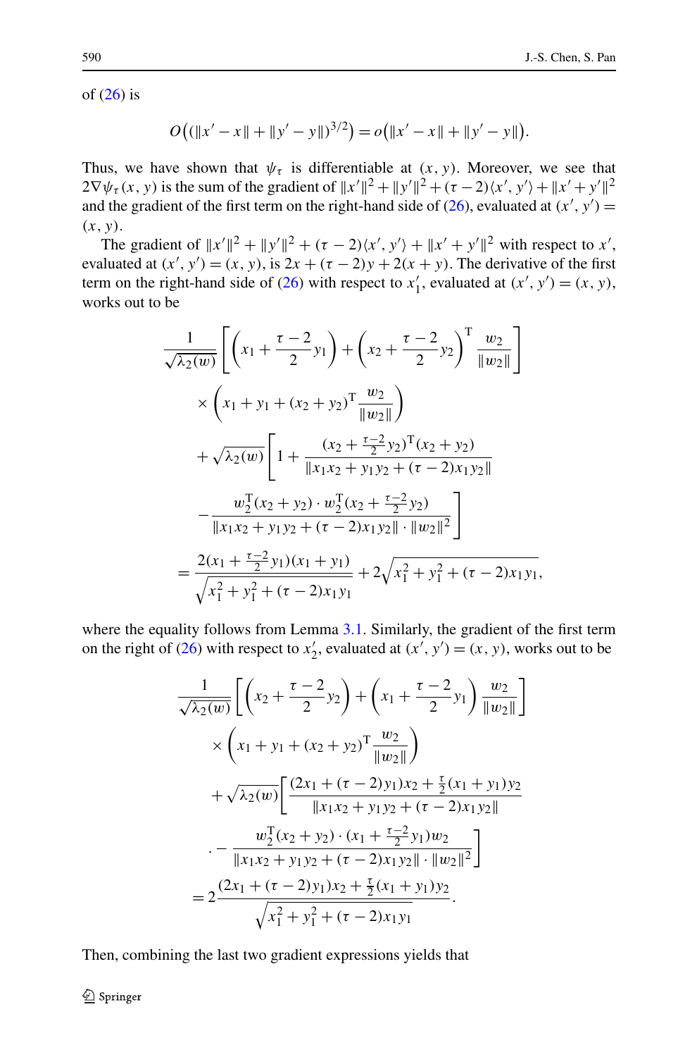of (26) is

$$O\big((\|x'-x\|+\|y'-y\|)^{3/2}\big)=o\big(\|x'-x\|+\|y'-y\|\big).$$

Thus, we have shown that $\psi_\tau$ is differentiable at $(x,y)$. Moreover, we see that $2\nabla\psi_\tau(x,y)$ is the sum of the gradient of $\|x'\|^2+\|y'\|^2+(\tau-2)\langle x',y'\rangle+\|x'+y'\|^2$ and the gradient of the first term on the right-hand side of (26), evaluated at $(x',y')=(x,y)$.

The gradient of $\|x'\|^2+\|y'\|^2+(\tau-2)\langle x',y'\rangle+\|x'+y'\|^2$ with respect to $x'$, evaluated at $(x',y')=(x,y)$, is $2x+(\tau-2)y+2(x+y)$. The derivative of the first term on the right-hand side of (26) with respect to $x_1'$, evaluated at $(x',y')=(x,y)$, works out to be

$$\begin{aligned}
&\frac{1}{\sqrt{\lambda_2(w)}}\left[\left(x_1+\frac{\tau-2}{2}y_1\right)+\left(x_2+\frac{\tau-2}{2}y_2\right)^{\mathrm T}\frac{w_2}{\|w_2\|}\right]\\
&\quad\times\left(x_1+y_1+(x_2+y_2)^{\mathrm T}\frac{w_2}{\|w_2\|}\right)\\
&\quad+\sqrt{\lambda_2(w)}\left[1+\frac{(x_2+\frac{\tau-2}{2}y_2)^{\mathrm T}(x_2+y_2)}{\|x_1x_2+y_1y_2+(\tau-2)x_1y_2\|}\right.\\
&\quad\left.-\frac{w_2^{\mathrm T}(x_2+y_2)\cdot w_2^{\mathrm T}(x_2+\frac{\tau-2}{2}y_2)}{\|x_1x_2+y_1y_2+(\tau-2)x_1y_2\|\cdot\|w_2\|^2}\right]\\
&=\frac{2(x_1+\frac{\tau-2}{2}y_1)(x_1+y_1)}{\sqrt{x_1^2+y_1^2+(\tau-2)x_1y_1}}+2\sqrt{x_1^2+y_1^2+(\tau-2)x_1y_1},
\end{aligned}$$

where the equality follows from Lemma 3.1. Similarly, the gradient of the first term on the right of (26) with respect to $x_2'$, evaluated at $(x',y')=(x,y)$, works out to be

$$\begin{aligned}
&\frac{1}{\sqrt{\lambda_2(w)}}\left[\left(x_2+\frac{\tau-2}{2}y_2\right)+\left(x_1+\frac{\tau-2}{2}y_1\right)\frac{w_2}{\|w_2\|}\right]\\
&\quad\times\left(x_1+y_1+(x_2+y_2)^{\mathrm T}\frac{w_2}{\|w_2\|}\right)\\
&\quad+\sqrt{\lambda_2(w)}\left[\frac{(2x_1+(\tau-2)y_1)x_2+\frac{\tau}{2}(x_1+y_1)y_2}{\|x_1x_2+y_1y_2+(\tau-2)x_1y_2\|}\right.\\
&\quad\left.-\frac{w_2^{\mathrm T}(x_2+y_2)\cdot(x_1+\frac{\tau-2}{2}y_1)w_2}{\|x_1x_2+y_1y_2+(\tau-2)x_1y_2\|\cdot\|w_2\|^2}\right]\\
&=2\frac{(2x_1+(\tau-2)y_1)x_2+\frac{\tau}{2}(x_1+y_1)y_2}{\sqrt{x_1^2+y_1^2+(\tau-2)x_1y_1}}.
\end{aligned}$$

Then, combining the last two gradient expressions yields that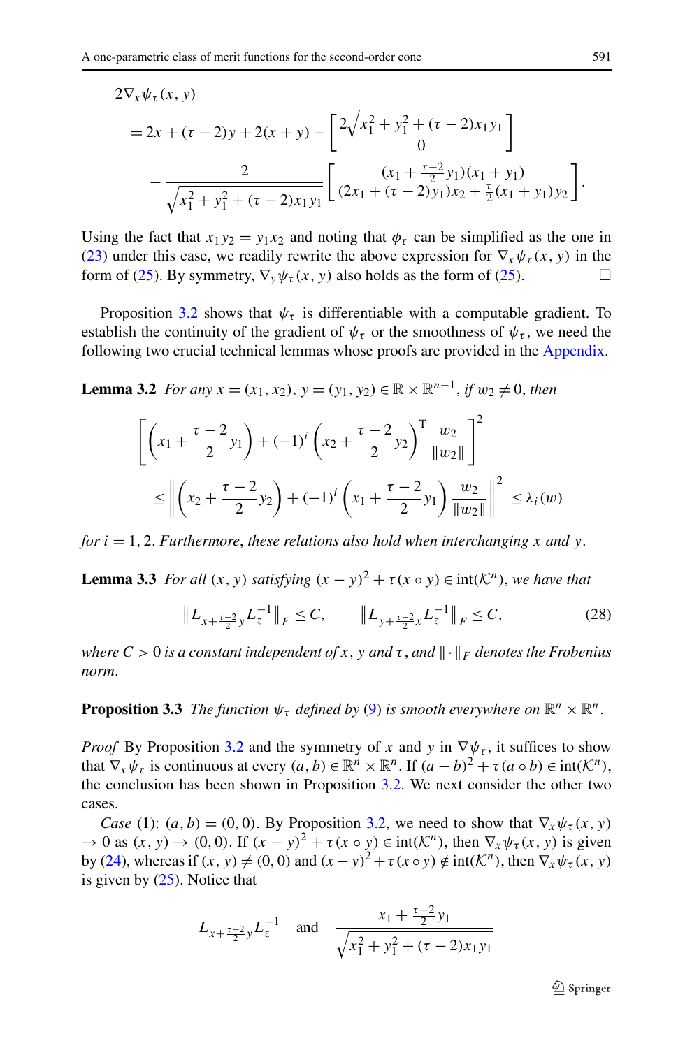$$
\begin{aligned}
&2\nabla_x \psi_\tau(x, y) \\
&= 2x + (\tau - 2)y + 2(x + y) - \begin{bmatrix} 2\sqrt{x_1^2 + y_1^2 + (\tau - 2)x_1 y_1} \\ 0 \end{bmatrix} \\
&\quad - \frac{2}{\sqrt{x_1^2 + y_1^2 + (\tau - 2)x_1 y_1}} \begin{bmatrix} (x_1 + \frac{\tau - 2}{2} y_1)(x_1 + y_1) \\ (2x_1 + (\tau - 2)y_1)x_2 + \frac{\tau}{2}(x_1 + y_1)y_2 \end{bmatrix}.
\end{aligned}
$$

Using the fact that $x_1 y_2 = y_1 x_2$ and noting that $\phi_\tau$ can be simplified as the one in (23) under this case, we readily rewrite the above expression for $\nabla_x \psi_\tau(x, y)$ in the form of (25). By symmetry, $\nabla_y \psi_\tau(x, y)$ also holds as the form of (25). $\square$

Proposition 3.2 shows that $\psi_\tau$ is differentiable with a computable gradient. To establish the continuity of the gradient of $\psi_\tau$ or the smoothness of $\psi_\tau$, we need the following two crucial technical lemmas whose proofs are provided in the Appendix.

**Lemma 3.2** *For any $x = (x_1, x_2)$, $y = (y_1, y_2) \in \mathbb{R} \times \mathbb{R}^{n-1}$, if $w_2 \neq 0$, then*

$$
\begin{aligned}
&\left[ \left( x_1 + \frac{\tau - 2}{2} y_1 \right) + (-1)^i \left( x_2 + \frac{\tau - 2}{2} y_2 \right)^{\mathrm{T}} \frac{w_2}{\|w_2\|} \right]^2 \\
&\quad \leq \left\| \left( x_2 + \frac{\tau - 2}{2} y_2 \right) + (-1)^i \left( x_1 + \frac{\tau - 2}{2} y_1 \right) \frac{w_2}{\|w_2\|} \right\|^2 \leq \lambda_i(w)
\end{aligned}
$$

*for $i = 1, 2$. Furthermore, these relations also hold when interchanging $x$ and $y$.*

**Lemma 3.3** *For all $(x, y)$ satisfying $(x - y)^2 + \tau(x \circ y) \in \operatorname{int}(\mathcal{K}^n)$, we have that*

$$
\|L_{x + \frac{\tau - 2}{2} y} L_z^{-1}\|_F \leq C, \qquad \|L_{y + \frac{\tau - 2}{2} x} L_z^{-1}\|_F \leq C, \tag{28}
$$

*where $C > 0$ is a constant independent of $x$, $y$ and $\tau$, and $\|\cdot\|_F$ denotes the Frobenius norm.*

**Proposition 3.3** *The function $\psi_\tau$ defined by (9) is smooth everywhere on $\mathbb{R}^n \times \mathbb{R}^n$.*

*Proof* By Proposition 3.2 and the symmetry of $x$ and $y$ in $\nabla \psi_\tau$, it suffices to show that $\nabla_x \psi_\tau$ is continuous at every $(a, b) \in \mathbb{R}^n \times \mathbb{R}^n$. If $(a - b)^2 + \tau(a \circ b) \in \operatorname{int}(\mathcal{K}^n)$, the conclusion has been shown in Proposition 3.2. We next consider the other two cases.

*Case* (1): $(a, b) = (0, 0)$. By Proposition 3.2, we need to show that $\nabla_x \psi_\tau(x, y) \to 0$ as $(x, y) \to (0, 0)$. If $(x - y)^2 + \tau(x \circ y) \in \operatorname{int}(\mathcal{K}^n)$, then $\nabla_x \psi_\tau(x, y)$ is given by (24), whereas if $(x, y) \neq (0, 0)$ and $(x - y)^2 + \tau(x \circ y) \notin \operatorname{int}(\mathcal{K}^n)$, then $\nabla_x \psi_\tau(x, y)$ is given by (25). Notice that

$$
L_{x + \frac{\tau - 2}{2} y} L_z^{-1} \quad \text{and} \quad \frac{x_1 + \frac{\tau - 2}{2} y_1}{\sqrt{x_1^2 + y_1^2 + (\tau - 2)x_1 y_1}}
$$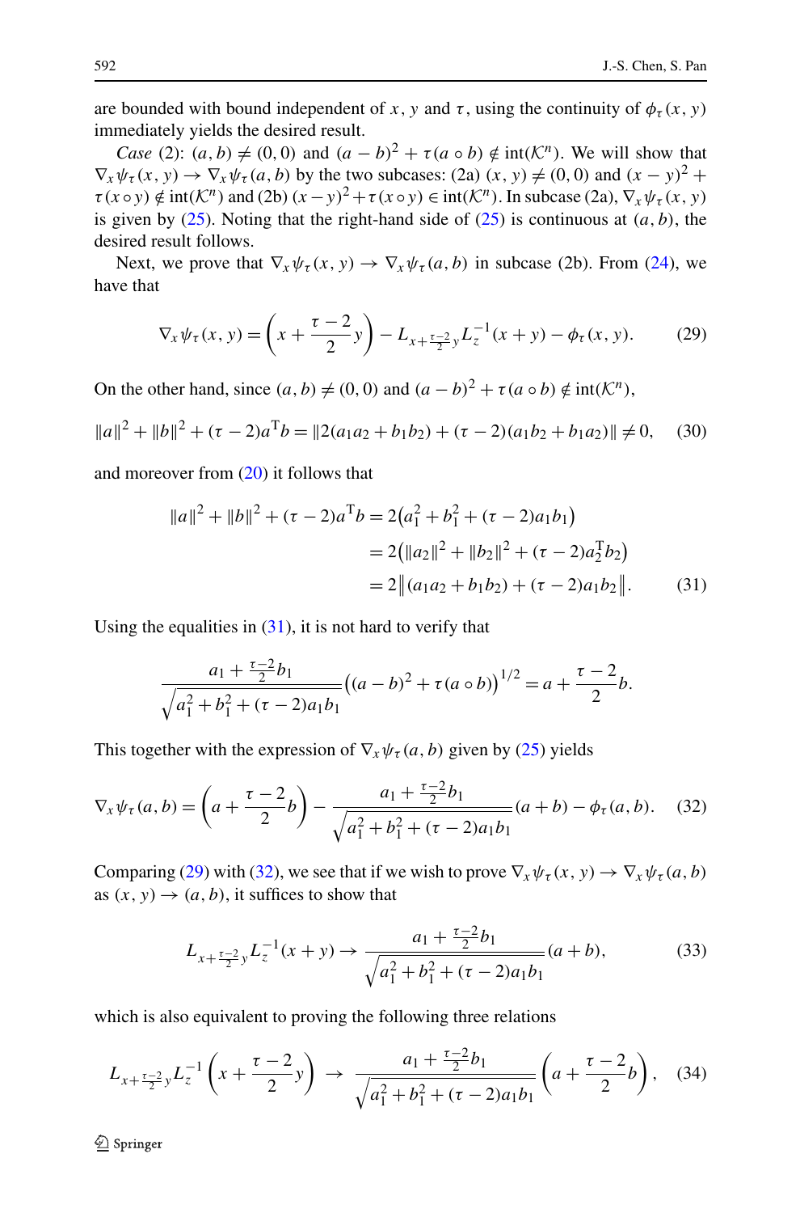are bounded with bound independent of $x$, $y$ and $\tau$, using the continuity of $\phi_\tau(x,y)$ immediately yields the desired result.

*Case* (2): $(a,b) \neq (0,0)$ and $(a-b)^2 + \tau(a \circ b) \notin \mathrm{int}(\mathcal{K}^n)$. We will show that $\nabla_x \psi_\tau(x,y) \to \nabla_x \psi_\tau(a,b)$ by the two subcases: (2a) $(x,y) \neq (0,0)$ and $(x-y)^2 + \tau(x \circ y) \notin \mathrm{int}(\mathcal{K}^n)$ and (2b) $(x-y)^2 + \tau(x \circ y) \in \mathrm{int}(\mathcal{K}^n)$. In subcase (2a), $\nabla_x \psi_\tau(x,y)$ is given by (25). Noting that the right-hand side of (25) is continuous at $(a,b)$, the desired result follows.

Next, we prove that $\nabla_x \psi_\tau(x,y) \to \nabla_x \psi_\tau(a,b)$ in subcase (2b). From (24), we have that

$$\nabla_x \psi_\tau(x,y) = \left(x + \frac{\tau-2}{2}y\right) - L_{x+\frac{\tau-2}{2}y} L_z^{-1}(x+y) - \phi_\tau(x,y). \tag{29}$$

On the other hand, since $(a,b) \neq (0,0)$ and $(a-b)^2 + \tau(a \circ b) \notin \mathrm{int}(\mathcal{K}^n)$,

$$\|a\|^2 + \|b\|^2 + (\tau-2)a^{\mathrm{T}}b = \|2(a_1a_2 + b_1b_2) + (\tau-2)(a_1b_2 + b_1a_2)\| \neq 0, \tag{30}$$

and moreover from (20) it follows that

$$\begin{aligned}
\|a\|^2 + \|b\|^2 + (\tau-2)a^{\mathrm{T}}b &= 2\left(a_1^2 + b_1^2 + (\tau-2)a_1b_1\right) \\
&= 2\left(\|a_2\|^2 + \|b_2\|^2 + (\tau-2)a_2^{\mathrm{T}}b_2\right) \\
&= 2\left\|(a_1a_2 + b_1b_2) + (\tau-2)a_1b_2\right\|.
\end{aligned} \tag{31}$$

Using the equalities in (31), it is not hard to verify that

$$\frac{a_1 + \frac{\tau-2}{2}b_1}{\sqrt{a_1^2 + b_1^2 + (\tau-2)a_1b_1}}\left((a-b)^2 + \tau(a \circ b)\right)^{1/2} = a + \frac{\tau-2}{2}b.$$

This together with the expression of $\nabla_x \psi_\tau(a,b)$ given by (25) yields

$$\nabla_x \psi_\tau(a,b) = \left(a + \frac{\tau-2}{2}b\right) - \frac{a_1 + \frac{\tau-2}{2}b_1}{\sqrt{a_1^2 + b_1^2 + (\tau-2)a_1b_1}}(a+b) - \phi_\tau(a,b). \tag{32}$$

Comparing (29) with (32), we see that if we wish to prove $\nabla_x \psi_\tau(x,y) \to \nabla_x \psi_\tau(a,b)$ as $(x,y) \to (a,b)$, it suffices to show that

$$L_{x+\frac{\tau-2}{2}y} L_z^{-1}(x+y) \to \frac{a_1 + \frac{\tau-2}{2}b_1}{\sqrt{a_1^2 + b_1^2 + (\tau-2)a_1b_1}}(a+b), \tag{33}$$

which is also equivalent to proving the following three relations

$$L_{x+\frac{\tau-2}{2}y} L_z^{-1}\left(x + \frac{\tau-2}{2}y\right) \to \frac{a_1 + \frac{\tau-2}{2}b_1}{\sqrt{a_1^2 + b_1^2 + (\tau-2)a_1b_1}}\left(a + \frac{\tau-2}{2}b\right), \tag{34}$$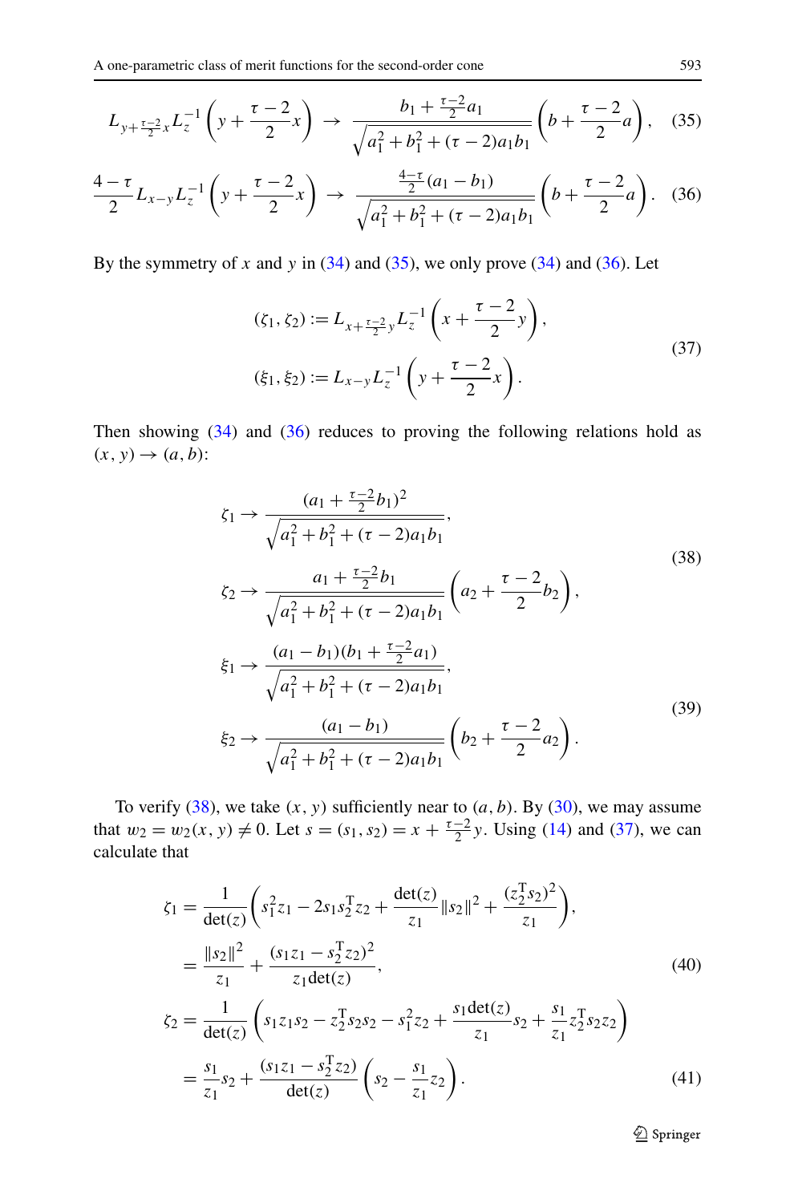$$L_{y+\frac{\tau-2}{2}x}L_z^{-1}\left(y+\frac{\tau-2}{2}x\right) \to \frac{b_1+\frac{\tau-2}{2}a_1}{\sqrt{a_1^2+b_1^2+(\tau-2)a_1b_1}}\left(b+\frac{\tau-2}{2}a\right), \tag{35}$$

$$\frac{4-\tau}{2}L_{x-y}L_z^{-1}\left(y+\frac{\tau-2}{2}x\right) \to \frac{\frac{4-\tau}{2}(a_1-b_1)}{\sqrt{a_1^2+b_1^2+(\tau-2)a_1b_1}}\left(b+\frac{\tau-2}{2}a\right). \tag{36}$$

By the symmetry of $x$ and $y$ in (34) and (35), we only prove (34) and (36). Let

$$\begin{aligned}
(\zeta_1,\zeta_2) &:= L_{x+\frac{\tau-2}{2}y}L_z^{-1}\left(x+\frac{\tau-2}{2}y\right),\\
(\xi_1,\xi_2) &:= L_{x-y}L_z^{-1}\left(y+\frac{\tau-2}{2}x\right).
\end{aligned} \tag{37}$$

Then showing (34) and (36) reduces to proving the following relations hold as $(x,y)\to(a,b)$:

$$\begin{aligned}
\zeta_1 &\to \frac{(a_1+\frac{\tau-2}{2}b_1)^2}{\sqrt{a_1^2+b_1^2+(\tau-2)a_1b_1}},\\
\zeta_2 &\to \frac{a_1+\frac{\tau-2}{2}b_1}{\sqrt{a_1^2+b_1^2+(\tau-2)a_1b_1}}\left(a_2+\frac{\tau-2}{2}b_2\right),
\end{aligned} \tag{38}$$

$$\begin{aligned}
\xi_1 &\to \frac{(a_1-b_1)(b_1+\frac{\tau-2}{2}a_1)}{\sqrt{a_1^2+b_1^2+(\tau-2)a_1b_1}},\\
\xi_2 &\to \frac{(a_1-b_1)}{\sqrt{a_1^2+b_1^2+(\tau-2)a_1b_1}}\left(b_2+\frac{\tau-2}{2}a_2\right).
\end{aligned} \tag{39}$$

To verify (38), we take $(x,y)$ sufficiently near to $(a,b)$. By (30), we may assume that $w_2=w_2(x,y)\neq 0$. Let $s=(s_1,s_2)=x+\frac{\tau-2}{2}y$. Using (14) and (37), we can calculate that

$$\begin{aligned}
\zeta_1 &= \frac{1}{\det(z)}\left(s_1^2z_1-2s_1s_2^{\mathrm{T}}z_2+\frac{\det(z)}{z_1}\|s_2\|^2+\frac{(z_2^{\mathrm{T}}s_2)^2}{z_1}\right),\\
&= \frac{\|s_2\|^2}{z_1}+\frac{(s_1z_1-s_2^{\mathrm{T}}z_2)^2}{z_1\det(z)},
\end{aligned} \tag{40}$$

$$\begin{aligned}
\zeta_2 &= \frac{1}{\det(z)}\left(s_1z_1s_2-z_2^{\mathrm{T}}s_2s_2-s_1^2z_2+\frac{s_1\det(z)}{z_1}s_2+\frac{s_1}{z_1}z_2^{\mathrm{T}}s_2z_2\right)\\
&= \frac{s_1}{z_1}s_2+\frac{(s_1z_1-s_2^{\mathrm{T}}z_2)}{\det(z)}\left(s_2-\frac{s_1}{z_1}z_2\right).
\end{aligned} \tag{41}$$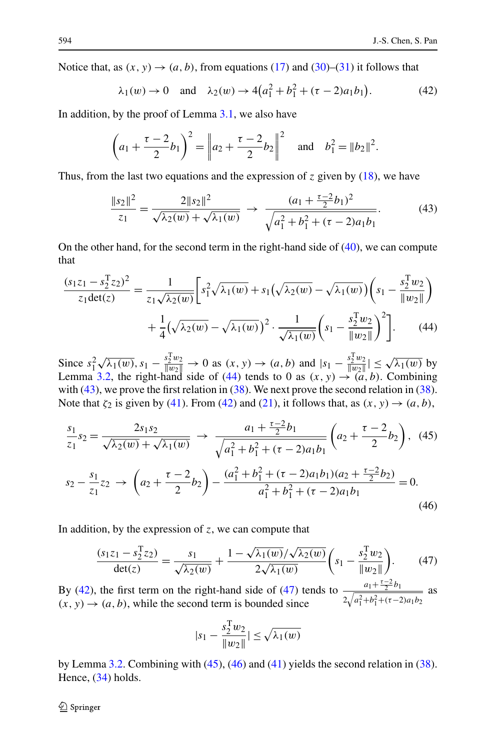Notice that, as $(x, y) \to (a, b)$, from equations (17) and (30)–(31) it follows that

$$\lambda_1(w) \to 0 \quad \text{and} \quad \lambda_2(w) \to 4\big(a_1^2 + b_1^2 + (\tau - 2)a_1 b_1\big). \tag{42}$$

In addition, by the proof of Lemma 3.1, we also have

$$\left(a_1 + \frac{\tau - 2}{2} b_1\right)^2 = \left\| a_2 + \frac{\tau - 2}{2} b_2 \right\|^2 \quad \text{and} \quad b_1^2 = \|b_2\|^2.$$

Thus, from the last two equations and the expression of $z$ given by (18), we have

$$\frac{\|s_2\|^2}{z_1} = \frac{2\|s_2\|^2}{\sqrt{\lambda_2(w)} + \sqrt{\lambda_1(w)}} \to \frac{(a_1 + \frac{\tau-2}{2} b_1)^2}{\sqrt{a_1^2 + b_1^2 + (\tau - 2)a_1 b_1}}. \tag{43}$$

On the other hand, for the second term in the right-hand side of (40), we can compute that

$$\begin{aligned}
\frac{(s_1 z_1 - s_2^{\mathrm{T}} z_2)^2}{z_1 \det(z)} &= \frac{1}{z_1 \sqrt{\lambda_2(w)}} \Bigg[ s_1^2 \sqrt{\lambda_1(w)} + s_1\big(\sqrt{\lambda_2(w)} - \sqrt{\lambda_1(w)}\big)\left(s_1 - \frac{s_2^{\mathrm{T}} w_2}{\|w_2\|}\right) \\
&\quad + \frac{1}{4}\big(\sqrt{\lambda_2(w)} - \sqrt{\lambda_1(w)}\big)^2 \cdot \frac{1}{\sqrt{\lambda_1(w)}} \left(s_1 - \frac{s_2^{\mathrm{T}} w_2}{\|w_2\|}\right)^2 \Bigg].
\end{aligned} \tag{44}$$

Since $s_1^2\sqrt{\lambda_1(w)}, s_1 - \frac{s_2^{\mathrm{T}} w_2}{\|w_2\|} \to 0$ as $(x, y) \to (a, b)$ and $|s_1 - \frac{s_2^{\mathrm{T}} w_2}{\|w_2\|}| \le \sqrt{\lambda_1(w)}$ by Lemma 3.2, the right-hand side of (44) tends to 0 as $(x, y) \to (a, b)$. Combining with (43), we prove the first relation in (38). We next prove the second relation in (38). Note that $\zeta_2$ is given by (41). From (42) and (21), it follows that, as $(x, y) \to (a, b)$,

$$\frac{s_1}{z_1} s_2 = \frac{2 s_1 s_2}{\sqrt{\lambda_2(w)} + \sqrt{\lambda_1(w)}} \to \frac{a_1 + \frac{\tau-2}{2} b_1}{\sqrt{a_1^2 + b_1^2 + (\tau - 2)a_1 b_1}} \left(a_2 + \frac{\tau - 2}{2} b_2\right), \tag{45}$$

$$s_2 - \frac{s_1}{z_1} z_2 \to \left(a_2 + \frac{\tau - 2}{2} b_2\right) - \frac{(a_1^2 + b_1^2 + (\tau - 2)a_1 b_1)(a_2 + \frac{\tau-2}{2} b_2)}{a_1^2 + b_1^2 + (\tau - 2)a_1 b_1} = 0. \tag{46}$$

In addition, by the expression of $z$, we can compute that

$$\frac{(s_1 z_1 - s_2^{\mathrm{T}} z_2)}{\det(z)} = \frac{s_1}{\sqrt{\lambda_2(w)}} + \frac{1 - \sqrt{\lambda_1(w)}/\sqrt{\lambda_2(w)}}{2\sqrt{\lambda_1(w)}} \left(s_1 - \frac{s_2^{\mathrm{T}} w_2}{\|w_2\|}\right). \tag{47}$$

By (42), the first term on the right-hand side of (47) tends to $\frac{a_1 + \frac{\tau-2}{2} b_1}{2\sqrt{a_1^2 + b_1^2 + (\tau-2)a_1 b_2}}$ as $(x, y) \to (a, b)$, while the second term is bounded since

$$\left|s_1 - \frac{s_2^{\mathrm{T}} w_2}{\|w_2\|}\right| \le \sqrt{\lambda_1(w)}$$

by Lemma 3.2. Combining with (45), (46) and (41) yields the second relation in (38). Hence, (34) holds.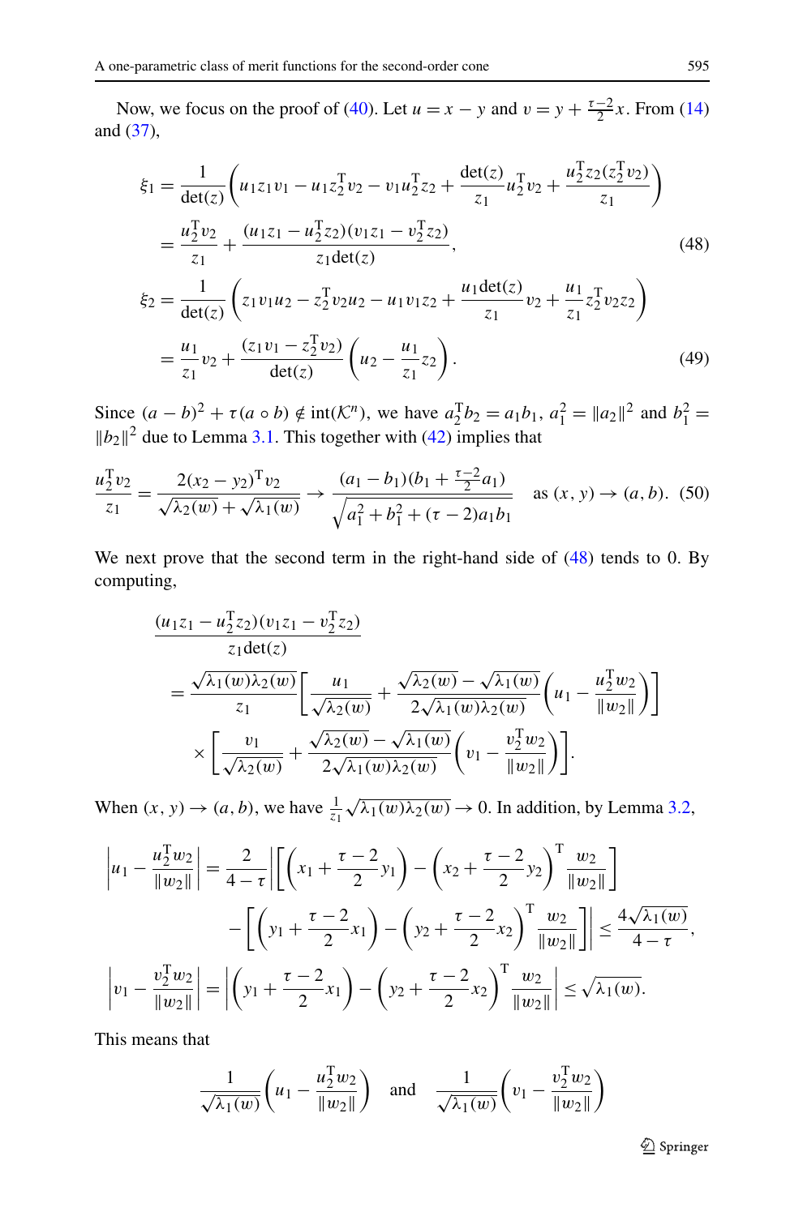Now, we focus on the proof of (40). Let $u = x - y$ and $v = y + \frac{\tau-2}{2}x$. From (14) and (37),

$$
\begin{aligned}
\xi_1 &= \frac{1}{\det(z)}\left(u_1 z_1 v_1 - u_1 z_2^T v_2 - v_1 u_2^T z_2 + \frac{\det(z)}{z_1} u_2^T v_2 + \frac{u_2^T z_2 (z_2^T v_2)}{z_1}\right) \\
&= \frac{u_2^T v_2}{z_1} + \frac{(u_1 z_1 - u_2^T z_2)(v_1 z_1 - v_2^T z_2)}{z_1 \det(z)},
\end{aligned} \tag{48}
$$

$$
\begin{aligned}
\xi_2 &= \frac{1}{\det(z)}\left(z_1 v_1 u_2 - z_2^T v_2 u_2 - u_1 v_1 z_2 + \frac{u_1 \det(z)}{z_1} v_2 + \frac{u_1}{z_1} z_2^T v_2 z_2\right) \\
&= \frac{u_1}{z_1} v_2 + \frac{(z_1 v_1 - z_2^T v_2)}{\det(z)}\left(u_2 - \frac{u_1}{z_1} z_2\right).
\end{aligned} \tag{49}
$$

Since $(a-b)^2 + \tau(a \circ b) \notin \operatorname{int}(\mathcal{K}^n)$, we have $a_2^T b_2 = a_1 b_1$, $a_1^2 = \|a_2\|^2$ and $b_1^2 = \|b_2\|^2$ due to Lemma 3.1. This together with (42) implies that

$$
\frac{u_2^T v_2}{z_1} = \frac{2(x_2 - y_2)^T v_2}{\sqrt{\lambda_2(w)} + \sqrt{\lambda_1(w)}} \to \frac{(a_1 - b_1)(b_1 + \frac{\tau-2}{2} a_1)}{\sqrt{a_1^2 + b_1^2 + (\tau - 2) a_1 b_1}} \quad \text{as } (x, y) \to (a, b). \tag{50}
$$

We next prove that the second term in the right-hand side of (48) tends to 0. By computing,

$$
\begin{aligned}
&\frac{(u_1 z_1 - u_2^T z_2)(v_1 z_1 - v_2^T z_2)}{z_1 \det(z)} \\
&= \frac{\sqrt{\lambda_1(w)\lambda_2(w)}}{z_1}\left[\frac{u_1}{\sqrt{\lambda_2(w)}} + \frac{\sqrt{\lambda_2(w)} - \sqrt{\lambda_1(w)}}{2\sqrt{\lambda_1(w)\lambda_2(w)}}\left(u_1 - \frac{u_2^T w_2}{\|w_2\|}\right)\right] \\
&\quad \times \left[\frac{v_1}{\sqrt{\lambda_2(w)}} + \frac{\sqrt{\lambda_2(w)} - \sqrt{\lambda_1(w)}}{2\sqrt{\lambda_1(w)\lambda_2(w)}}\left(v_1 - \frac{v_2^T w_2}{\|w_2\|}\right)\right].
\end{aligned}
$$

When $(x, y) \to (a, b)$, we have $\frac{1}{z_1}\sqrt{\lambda_1(w)\lambda_2(w)} \to 0$. In addition, by Lemma 3.2,

$$
\begin{aligned}
\left|u_1 - \frac{u_2^T w_2}{\|w_2\|}\right| &= \frac{2}{4-\tau}\left|\left[\left(x_1 + \frac{\tau-2}{2} y_1\right) - \left(x_2 + \frac{\tau-2}{2} y_2\right)^T \frac{w_2}{\|w_2\|}\right]\right. \\
&\qquad \left. - \left[\left(y_1 + \frac{\tau-2}{2} x_1\right) - \left(y_2 + \frac{\tau-2}{2} x_2\right)^T \frac{w_2}{\|w_2\|}\right]\right| \le \frac{4\sqrt{\lambda_1(w)}}{4-\tau}, \\
\left|v_1 - \frac{v_2^T w_2}{\|w_2\|}\right| &= \left|\left(y_1 + \frac{\tau-2}{2} x_1\right) - \left(y_2 + \frac{\tau-2}{2} x_2\right)^T \frac{w_2}{\|w_2\|}\right| \le \sqrt{\lambda_1(w)}.
\end{aligned}
$$

This means that

$$
\frac{1}{\sqrt{\lambda_1(w)}}\left(u_1 - \frac{u_2^T w_2}{\|w_2\|}\right) \quad \text{and} \quad \frac{1}{\sqrt{\lambda_1(w)}}\left(v_1 - \frac{v_2^T w_2}{\|w_2\|}\right)
$$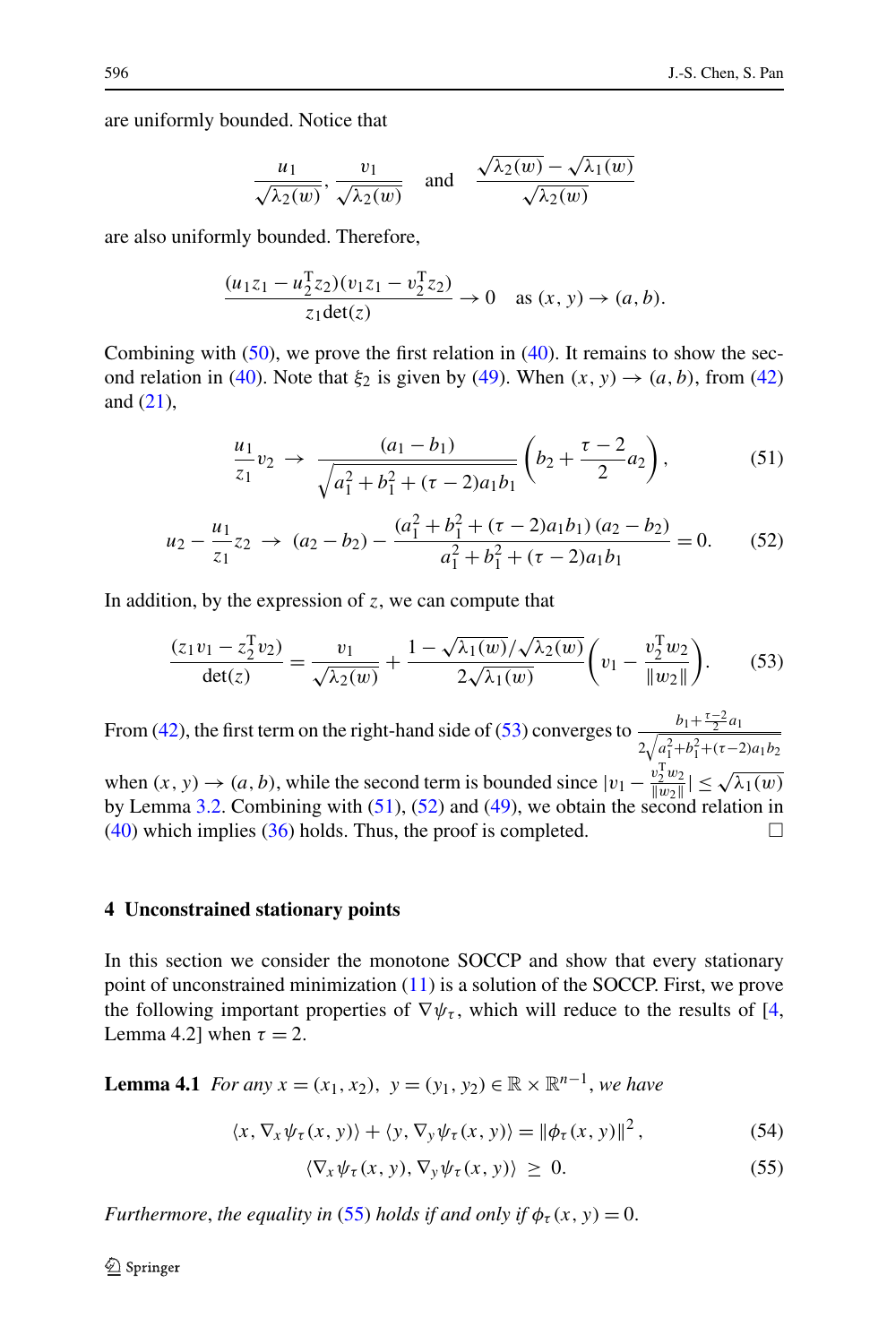are uniformly bounded. Notice that

$$\frac{u_1}{\sqrt{\lambda_2(w)}}, \frac{v_1}{\sqrt{\lambda_2(w)}} \quad \text{and} \quad \frac{\sqrt{\lambda_2(w)}-\sqrt{\lambda_1(w)}}{\sqrt{\lambda_2(w)}}$$

are also uniformly bounded. Therefore,

$$\frac{(u_1 z_1 - u_2^{\mathrm{T}} z_2)(v_1 z_1 - v_2^{\mathrm{T}} z_2)}{z_1 \det(z)} \to 0 \quad \text{as } (x, y) \to (a, b).$$

Combining with (50), we prove the first relation in (40). It remains to show the second relation in (40). Note that $\xi_2$ is given by (49). When $(x, y) \to (a, b)$, from (42) and (21),

$$\frac{u_1}{z_1} v_2 \to \frac{(a_1 - b_1)}{\sqrt{a_1^2 + b_1^2 + (\tau - 2) a_1 b_1}} \left( b_2 + \frac{\tau - 2}{2} a_2 \right), \tag{51}$$

$$u_2 - \frac{u_1}{z_1} z_2 \to (a_2 - b_2) - \frac{(a_1^2 + b_1^2 + (\tau - 2) a_1 b_1)\,(a_2 - b_2)}{a_1^2 + b_1^2 + (\tau - 2) a_1 b_1} = 0. \tag{52}$$

In addition, by the expression of $z$, we can compute that

$$\frac{(z_1 v_1 - z_2^{\mathrm{T}} v_2)}{\det(z)} = \frac{v_1}{\sqrt{\lambda_2(w)}} + \frac{1 - \sqrt{\lambda_1(w)}/\sqrt{\lambda_2(w)}}{2\sqrt{\lambda_1(w)}} \left( v_1 - \frac{v_2^{\mathrm{T}} w_2}{\|w_2\|} \right). \tag{53}$$

From (42), the first term on the right-hand side of (53) converges to $\frac{b_1 + \frac{\tau-2}{2} a_1}{2\sqrt{a_1^2 + b_1^2 + (\tau-2) a_1 b_2}}$ when $(x, y) \to (a, b)$, while the second term is bounded since $|v_1 - \frac{v_2^{\mathrm{T}} w_2}{\|w_2\|}| \le \sqrt{\lambda_1(w)}$ by Lemma 3.2. Combining with (51), (52) and (49), we obtain the second relation in (40) which implies (36) holds. Thus, the proof is completed. □

## 4 Unconstrained stationary points

In this section we consider the monotone SOCCP and show that every stationary point of unconstrained minimization (11) is a solution of the SOCCP. First, we prove the following important properties of $\nabla \psi_\tau$, which will reduce to the results of [4, Lemma 4.2] when $\tau = 2$.

**Lemma 4.1** *For any* $x = (x_1, x_2),\ y = (y_1, y_2) \in \mathbb{R} \times \mathbb{R}^{n-1}$, *we have*

$$\langle x, \nabla_x \psi_\tau(x, y) \rangle + \langle y, \nabla_y \psi_\tau(x, y) \rangle = \|\phi_\tau(x, y)\|^2, \tag{54}$$

$$\langle \nabla_x \psi_\tau(x, y), \nabla_y \psi_\tau(x, y) \rangle \ \ge\ 0. \tag{55}$$

*Furthermore, the equality in* (55) *holds if and only if* $\phi_\tau(x, y) = 0$.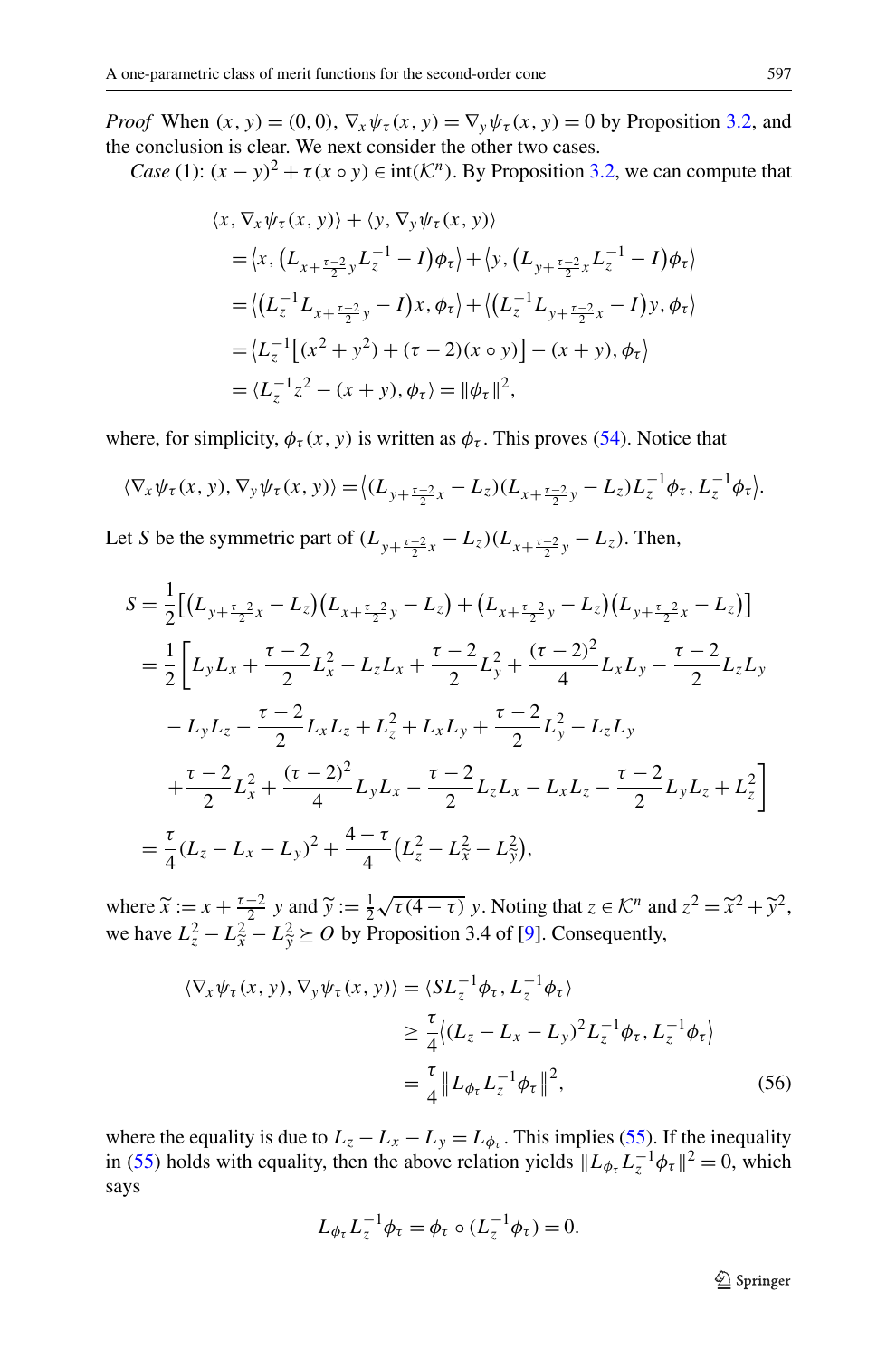*Proof* When $(x, y) = (0, 0)$, $\nabla_x \psi_\tau(x, y) = \nabla_y \psi_\tau(x, y) = 0$ by Proposition 3.2, and the conclusion is clear. We next consider the other two cases.

*Case* (1): $(x - y)^2 + \tau(x \circ y) \in \operatorname{int}(\mathcal{K}^n)$. By Proposition 3.2, we can compute that

$$
\begin{aligned}
&\langle x, \nabla_x \psi_\tau(x, y)\rangle + \langle y, \nabla_y \psi_\tau(x, y)\rangle \\
&\quad = \big\langle x, \big(L_{x+\frac{\tau-2}{2}y} L_z^{-1} - I\big)\phi_\tau\big\rangle + \big\langle y, \big(L_{y+\frac{\tau-2}{2}x} L_z^{-1} - I\big)\phi_\tau\big\rangle \\
&\quad = \big\langle \big(L_z^{-1} L_{x+\frac{\tau-2}{2}y} - I\big)x, \phi_\tau\big\rangle + \big\langle \big(L_z^{-1} L_{y+\frac{\tau-2}{2}x} - I\big)y, \phi_\tau\big\rangle \\
&\quad = \big\langle L_z^{-1}\big[(x^2 + y^2) + (\tau - 2)(x \circ y)\big] - (x + y), \phi_\tau\big\rangle \\
&\quad = \langle L_z^{-1} z^2 - (x + y), \phi_\tau\rangle = \|\phi_\tau\|^2,
\end{aligned}
$$

where, for simplicity, $\phi_\tau(x, y)$ is written as $\phi_\tau$. This proves (54). Notice that

$$
\langle \nabla_x \psi_\tau(x, y), \nabla_y \psi_\tau(x, y)\rangle = \big\langle (L_{y+\frac{\tau-2}{2}x} - L_z)(L_{x+\frac{\tau-2}{2}y} - L_z) L_z^{-1}\phi_\tau, L_z^{-1}\phi_\tau\big\rangle.
$$

Let $S$ be the symmetric part of $(L_{y+\frac{\tau-2}{2}x} - L_z)(L_{x+\frac{\tau-2}{2}y} - L_z)$. Then,

$$
\begin{aligned}
S &= \frac{1}{2}\big[\big(L_{y+\frac{\tau-2}{2}x} - L_z\big)\big(L_{x+\frac{\tau-2}{2}y} - L_z\big) + \big(L_{x+\frac{\tau-2}{2}y} - L_z\big)\big(L_{y+\frac{\tau-2}{2}x} - L_z\big)\big] \\
&= \frac{1}{2}\bigg[L_y L_x + \frac{\tau - 2}{2} L_x^2 - L_z L_x + \frac{\tau - 2}{2} L_y^2 + \frac{(\tau - 2)^2}{4} L_x L_y - \frac{\tau - 2}{2} L_z L_y \\
&\quad - L_y L_z - \frac{\tau - 2}{2} L_x L_z + L_z^2 + L_x L_y + \frac{\tau - 2}{2} L_y^2 - L_z L_y \\
&\quad + \frac{\tau - 2}{2} L_x^2 + \frac{(\tau - 2)^2}{4} L_y L_x - \frac{\tau - 2}{2} L_z L_x - L_x L_z - \frac{\tau - 2}{2} L_y L_z + L_z^2\bigg] \\
&= \frac{\tau}{4}(L_z - L_x - L_y)^2 + \frac{4 - \tau}{4}\big(L_z^2 - L_{\widetilde{x}}^2 - L_{\widetilde{y}}^2\big),
\end{aligned}
$$

where $\widetilde{x} := x + \frac{\tau-2}{2}\, y$ and $\widetilde{y} := \frac{1}{2}\sqrt{\tau(4 - \tau)}\, y$. Noting that $z \in \mathcal{K}^n$ and $z^2 = \widetilde{x}^2 + \widetilde{y}^2$, we have $L_z^2 - L_{\widetilde{x}}^2 - L_{\widetilde{y}}^2 \succeq O$ by Proposition 3.4 of [9]. Consequently,

$$
\begin{aligned}
\langle \nabla_x \psi_\tau(x, y), \nabla_y \psi_\tau(x, y)\rangle &= \langle S L_z^{-1}\phi_\tau, L_z^{-1}\phi_\tau\rangle \\
&\geq \frac{\tau}{4}\big\langle (L_z - L_x - L_y)^2 L_z^{-1}\phi_\tau, L_z^{-1}\phi_\tau\big\rangle \\
&= \frac{\tau}{4}\big\| L_{\phi_\tau} L_z^{-1}\phi_\tau\big\|^2,
\end{aligned} \tag{56}
$$

where the equality is due to $L_z - L_x - L_y = L_{\phi_\tau}$. This implies (55). If the inequality in (55) holds with equality, then the above relation yields $\|L_{\phi_\tau} L_z^{-1}\phi_\tau\|^2 = 0$, which says

$$
L_{\phi_\tau} L_z^{-1}\phi_\tau = \phi_\tau \circ (L_z^{-1}\phi_\tau) = 0.
$$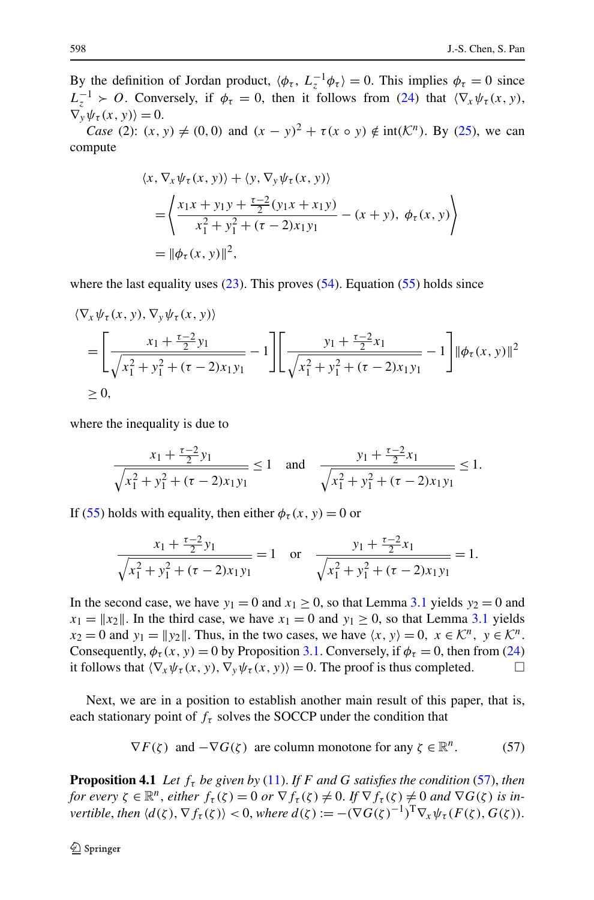By the definition of Jordan product, $\langle \phi_\tau, L_z^{-1}\phi_\tau \rangle = 0$. This implies $\phi_\tau = 0$ since $L_z^{-1} \succ O$. Conversely, if $\phi_\tau = 0$, then it follows from (24) that $\langle \nabla_x \psi_\tau(x,y), \nabla_y \psi_\tau(x,y)\rangle = 0$.

*Case* (2): $(x,y) \neq (0,0)$ and $(x-y)^2 + \tau(x \circ y) \notin \text{int}(\mathcal{K}^n)$. By (25), we can compute

$$
\begin{aligned}
&\langle x, \nabla_x \psi_\tau(x,y)\rangle + \langle y, \nabla_y \psi_\tau(x,y)\rangle \\
&\quad = \left\langle \frac{x_1 x + y_1 y + \frac{\tau-2}{2}(y_1 x + x_1 y)}{x_1^2 + y_1^2 + (\tau-2)x_1 y_1} - (x+y),\ \phi_\tau(x,y) \right\rangle \\
&\quad = \|\phi_\tau(x,y)\|^2,
\end{aligned}
$$

where the last equality uses (23). This proves (54). Equation (55) holds since

$$
\begin{aligned}
&\langle \nabla_x \psi_\tau(x,y), \nabla_y \psi_\tau(x,y)\rangle \\
&= \left[ \frac{x_1 + \frac{\tau-2}{2} y_1}{\sqrt{x_1^2 + y_1^2 + (\tau-2)x_1 y_1}} - 1 \right] \left[ \frac{y_1 + \frac{\tau-2}{2} x_1}{\sqrt{x_1^2 + y_1^2 + (\tau-2)x_1 y_1}} - 1 \right] \|\phi_\tau(x,y)\|^2 \\
&\geq 0,
\end{aligned}
$$

where the inequality is due to

$$
\frac{x_1 + \frac{\tau-2}{2} y_1}{\sqrt{x_1^2 + y_1^2 + (\tau-2)x_1 y_1}} \leq 1 \quad \text{and} \quad \frac{y_1 + \frac{\tau-2}{2} x_1}{\sqrt{x_1^2 + y_1^2 + (\tau-2)x_1 y_1}} \leq 1.
$$

If (55) holds with equality, then either $\phi_\tau(x,y) = 0$ or

$$
\frac{x_1 + \frac{\tau-2}{2} y_1}{\sqrt{x_1^2 + y_1^2 + (\tau-2)x_1 y_1}} = 1 \quad \text{or} \quad \frac{y_1 + \frac{\tau-2}{2} x_1}{\sqrt{x_1^2 + y_1^2 + (\tau-2)x_1 y_1}} = 1.
$$

In the second case, we have $y_1 = 0$ and $x_1 \geq 0$, so that Lemma 3.1 yields $y_2 = 0$ and $x_1 = \|x_2\|$. In the third case, we have $x_1 = 0$ and $y_1 \geq 0$, so that Lemma 3.1 yields $x_2 = 0$ and $y_1 = \|y_2\|$. Thus, in the two cases, we have $\langle x, y\rangle = 0,\ x \in \mathcal{K}^n,\ y \in \mathcal{K}^n$. Consequently, $\phi_\tau(x,y) = 0$ by Proposition 3.1. Conversely, if $\phi_\tau = 0$, then from (24) it follows that $\langle \nabla_x \psi_\tau(x,y), \nabla_y \psi_\tau(x,y)\rangle = 0$. The proof is thus completed. □

Next, we are in a position to establish another main result of this paper, that is, each stationary point of $f_\tau$ solves the SOCCP under the condition that

$$
\nabla F(\zeta) \ \text{ and } -\nabla G(\zeta) \ \text{ are column monotone for any } \zeta \in \mathbb{R}^n. \tag{57}
$$

**Proposition 4.1** *Let $f_\tau$ be given by* (11). *If $F$ and $G$ satisfies the condition* (57), *then for every $\zeta \in \mathbb{R}^n$, either $f_\tau(\zeta) = 0$ or $\nabla f_\tau(\zeta) \neq 0$. If $\nabla f_\tau(\zeta) \neq 0$ and $\nabla G(\zeta)$ is invertible, then $\langle d(\zeta), \nabla f_\tau(\zeta)\rangle < 0$, where $d(\zeta) := -(\nabla G(\zeta)^{-1})^{\mathrm{T}} \nabla_x \psi_\tau(F(\zeta), G(\zeta))$.*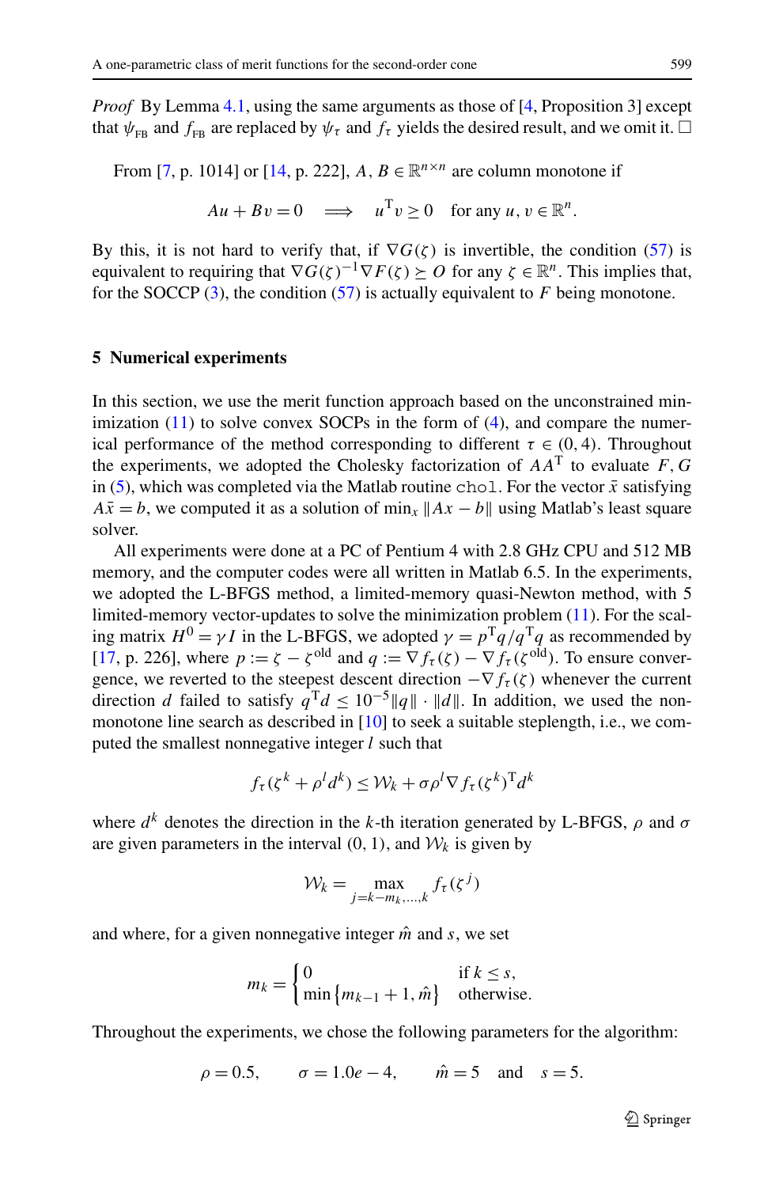*Proof* By Lemma 4.1, using the same arguments as those of [4, Proposition 3] except that $\psi_{\rm FB}$ and $f_{\rm FB}$ are replaced by $\psi_\tau$ and $f_\tau$ yields the desired result, and we omit it. □

From [7, p. 1014] or [14, p. 222], $A, B \in \mathbb{R}^{n\times n}$ are column monotone if

$$Au + Bv = 0 \quad \Longrightarrow \quad u^{\rm T} v \geq 0 \quad \text{for any } u, v \in \mathbb{R}^n.$$

By this, it is not hard to verify that, if $\nabla G(\zeta)$ is invertible, the condition (57) is equivalent to requiring that $\nabla G(\zeta)^{-1}\nabla F(\zeta) \succeq O$ for any $\zeta \in \mathbb{R}^n$. This implies that, for the SOCCP (3), the condition (57) is actually equivalent to $F$ being monotone.

## 5 Numerical experiments

In this section, we use the merit function approach based on the unconstrained minimization (11) to solve convex SOCPs in the form of (4), and compare the numerical performance of the method corresponding to different $\tau \in (0, 4)$. Throughout the experiments, we adopted the Cholesky factorization of $AA^{\rm T}$ to evaluate $F, G$ in (5), which was completed via the Matlab routine `chol`. For the vector $\bar{x}$ satisfying $A\bar{x} = b$, we computed it as a solution of $\min_x \|Ax - b\|$ using Matlab's least square solver.

All experiments were done at a PC of Pentium 4 with 2.8 GHz CPU and 512 MB memory, and the computer codes were all written in Matlab 6.5. In the experiments, we adopted the L-BFGS method, a limited-memory quasi-Newton method, with 5 limited-memory vector-updates to solve the minimization problem (11). For the scaling matrix $H^0 = \gamma I$ in the L-BFGS, we adopted $\gamma = p^{\rm T}q/q^{\rm T}q$ as recommended by [17, p. 226], where $p := \zeta - \zeta^{\rm old}$ and $q := \nabla f_\tau(\zeta) - \nabla f_\tau(\zeta^{\rm old})$. To ensure convergence, we reverted to the steepest descent direction $-\nabla f_\tau(\zeta)$ whenever the current direction $d$ failed to satisfy $q^{\rm T}d \leq 10^{-5}\|q\| \cdot \|d\|$. In addition, we used the nonmonotone line search as described in [10] to seek a suitable steplength, i.e., we computed the smallest nonnegative integer $l$ such that

$$f_\tau(\zeta^k + \rho^l d^k) \leq \mathcal{W}_k + \sigma\rho^l \nabla f_\tau(\zeta^k)^{\rm T} d^k$$

where $d^k$ denotes the direction in the $k$-th iteration generated by L-BFGS, $\rho$ and $\sigma$ are given parameters in the interval $(0, 1)$, and $\mathcal{W}_k$ is given by

$$\mathcal{W}_k = \max_{j=k-m_k,\ldots,k} f_\tau(\zeta^j)$$

and where, for a given nonnegative integer $\hat{m}$ and $s$, we set

$$m_k = \begin{cases} 0 & \text{if } k \leq s, \\ \min\{m_{k-1}+1, \hat{m}\} & \text{otherwise.} \end{cases}$$

Throughout the experiments, we chose the following parameters for the algorithm:

$$\rho = 0.5, \qquad \sigma = 1.0e-4, \qquad \hat{m} = 5 \quad \text{and} \quad s = 5.$$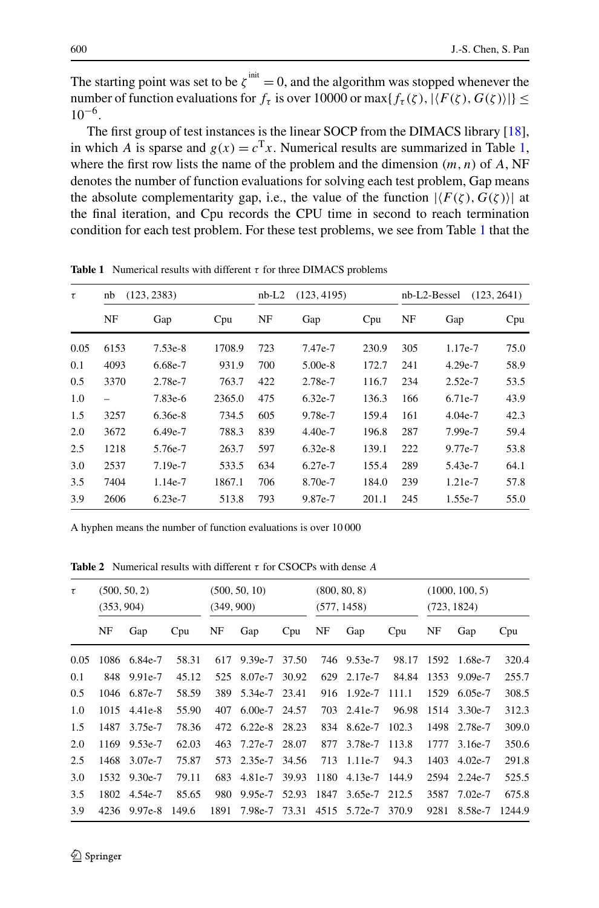The starting point was set to be $\zeta^{\text{init}} = 0$, and the algorithm was stopped whenever the number of function evaluations for $f_\tau$ is over 10000 or $\max\{f_\tau(\zeta), |\langle F(\zeta), G(\zeta)\rangle|\} \leq 10^{-6}$.

The first group of test instances is the linear SOCP from the DIMACS library [18], in which $A$ is sparse and $g(x) = c^{\mathrm{T}}x$. Numerical results are summarized in Table 1, where the first row lists the name of the problem and the dimension $(m, n)$ of $A$, NF denotes the number of function evaluations for solving each test problem, Gap means the absolute complementarity gap, i.e., the value of the function $|\langle F(\zeta), G(\zeta)\rangle|$ at the final iteration, and Cpu records the CPU time in second to reach termination condition for each test problem. For these test problems, we see from Table 1 that the

**Table 1** Numerical results with different $\tau$ for three DIMACS problems

| $\tau$ | nb (123, 2383) | | | nb-L2 (123, 4195) | | | nb-L2-Bessel (123, 2641) | | |
|---|---|---|---|---|---|---|---|---|---|
| | NF | Gap | Cpu | NF | Gap | Cpu | NF | Gap | Cpu |
| 0.05 | 6153 | 7.53e-8 | 1708.9 | 723 | 7.47e-7 | 230.9 | 305 | 1.17e-7 | 75.0 |
| 0.1 | 4093 | 6.68e-7 | 931.9 | 700 | 5.00e-8 | 172.7 | 241 | 4.29e-7 | 58.9 |
| 0.5 | 3370 | 2.78e-7 | 763.7 | 422 | 2.78e-7 | 116.7 | 234 | 2.52e-7 | 53.5 |
| 1.0 | – | 7.83e-6 | 2365.0 | 475 | 6.32e-7 | 136.3 | 166 | 6.71e-7 | 43.9 |
| 1.5 | 3257 | 6.36e-8 | 734.5 | 605 | 9.78e-7 | 159.4 | 161 | 4.04e-7 | 42.3 |
| 2.0 | 3672 | 6.49e-7 | 788.3 | 839 | 4.40e-7 | 196.8 | 287 | 7.99e-7 | 59.4 |
| 2.5 | 1218 | 5.76e-7 | 263.7 | 597 | 6.32e-8 | 139.1 | 222 | 9.77e-7 | 53.8 |
| 3.0 | 2537 | 7.19e-7 | 533.5 | 634 | 6.27e-7 | 155.4 | 289 | 5.43e-7 | 64.1 |
| 3.5 | 7404 | 1.14e-7 | 1867.1 | 706 | 8.70e-7 | 184.0 | 239 | 1.21e-7 | 57.8 |
| 3.9 | 2606 | 6.23e-7 | 513.8 | 793 | 9.87e-7 | 201.1 | 245 | 1.55e-7 | 55.0 |

A hyphen means the number of function evaluations is over 10 000

**Table 2** Numerical results with different $\tau$ for CSOCPs with dense $A$

| $\tau$ | (500, 50, 2) (353, 904) | | | (500, 50, 10) (349, 900) | | | (800, 80, 8) (577, 1458) | | | (1000, 100, 5) (723, 1824) | | |
|---|---|---|---|---|---|---|---|---|---|---|---|---|
| | NF | Gap | Cpu | NF | Gap | Cpu | NF | Gap | Cpu | NF | Gap | Cpu |
| 0.05 | 1086 | 6.84e-7 | 58.31 | 617 | 9.39e-7 | 37.50 | 746 | 9.53e-7 | 98.17 | 1592 | 1.68e-7 | 320.4 |
| 0.1 | 848 | 9.91e-7 | 45.12 | 525 | 8.07e-7 | 30.92 | 629 | 2.17e-7 | 84.84 | 1353 | 9.09e-7 | 255.7 |
| 0.5 | 1046 | 6.87e-7 | 58.59 | 389 | 5.34e-7 | 23.41 | 916 | 1.92e-7 | 111.1 | 1529 | 6.05e-7 | 308.5 |
| 1.0 | 1015 | 4.41e-8 | 55.90 | 407 | 6.00e-7 | 24.57 | 703 | 2.41e-7 | 96.98 | 1514 | 3.30e-7 | 312.3 |
| 1.5 | 1487 | 3.75e-7 | 78.36 | 472 | 6.22e-8 | 28.23 | 834 | 8.62e-7 | 102.3 | 1498 | 2.78e-7 | 309.0 |
| 2.0 | 1169 | 9.53e-7 | 62.03 | 463 | 7.27e-7 | 28.07 | 877 | 3.78e-7 | 113.8 | 1777 | 3.16e-7 | 350.6 |
| 2.5 | 1468 | 3.07e-7 | 75.87 | 573 | 2.35e-7 | 34.56 | 713 | 1.11e-7 | 94.3 | 1403 | 4.02e-7 | 291.8 |
| 3.0 | 1532 | 9.30e-7 | 79.11 | 683 | 4.81e-7 | 39.93 | 1180 | 4.13e-7 | 144.9 | 2594 | 2.24e-7 | 525.5 |
| 3.5 | 1802 | 4.54e-7 | 85.65 | 980 | 9.95e-7 | 52.93 | 1847 | 3.65e-7 | 212.5 | 3587 | 7.02e-7 | 675.8 |
| 3.9 | 4236 | 9.97e-8 | 149.6 | 1891 | 7.98e-7 | 73.31 | 4515 | 5.72e-7 | 370.9 | 9281 | 8.58e-7 | 1244.9 |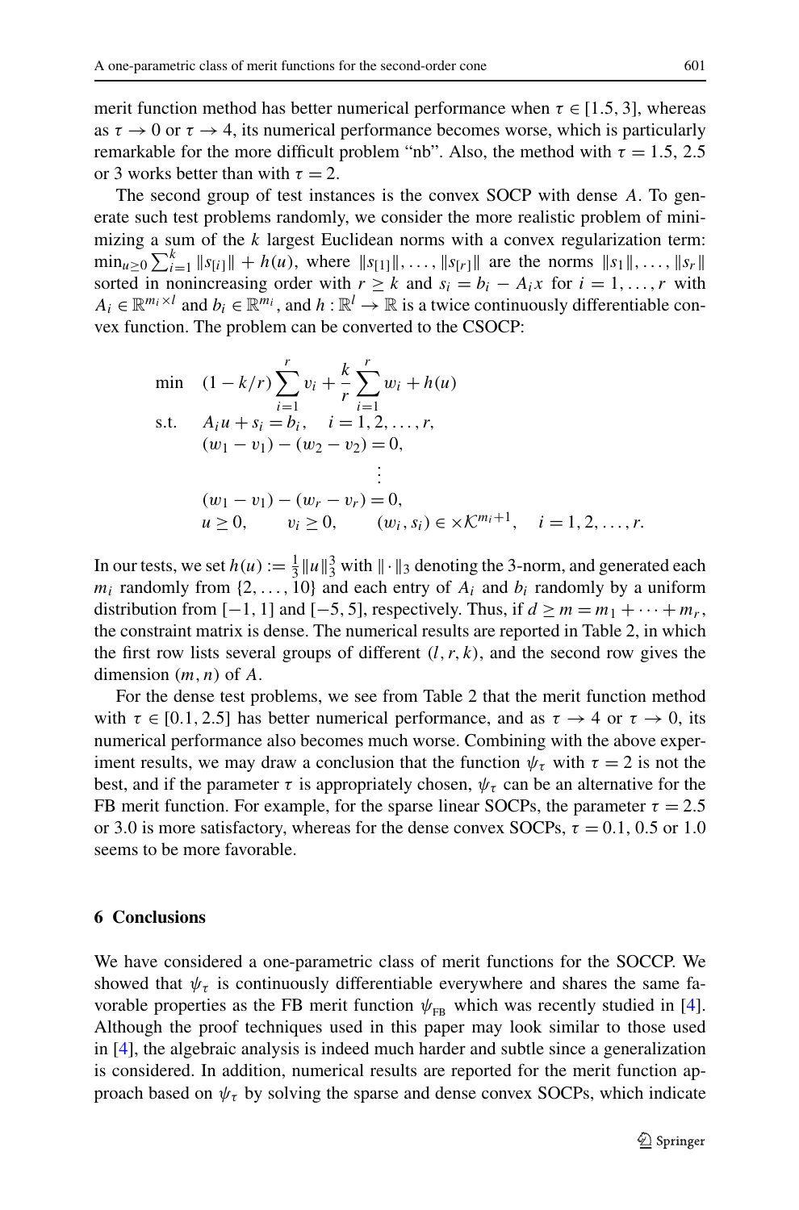merit function method has better numerical performance when $\tau \in [1.5, 3]$, whereas as $\tau \to 0$ or $\tau \to 4$, its numerical performance becomes worse, which is particularly remarkable for the more difficult problem "nb". Also, the method with $\tau = 1.5$, 2.5 or 3 works better than with $\tau = 2$.

The second group of test instances is the convex SOCP with dense $A$. To generate such test problems randomly, we consider the more realistic problem of minimizing a sum of the $k$ largest Euclidean norms with a convex regularization term: $\min_{u \geq 0} \sum_{i=1}^{k} \|s_{[i]}\| + h(u)$, where $\|s_{[1]}\|, \ldots, \|s_{[r]}\|$ are the norms $\|s_1\|, \ldots, \|s_r\|$ sorted in nonincreasing order with $r \geq k$ and $s_i = b_i - A_i x$ for $i = 1, \ldots, r$ with $A_i \in \mathbb{R}^{m_i \times l}$ and $b_i \in \mathbb{R}^{m_i}$, and $h : \mathbb{R}^l \to \mathbb{R}$ is a twice continuously differentiable convex function. The problem can be converted to the CSOCP:

$$
\begin{aligned}
\min \quad & (1 - k/r) \sum_{i=1}^{r} v_i + \frac{k}{r} \sum_{i=1}^{r} w_i + h(u) \\
\text{s.t.} \quad & A_i u + s_i = b_i, \quad i = 1, 2, \ldots, r, \\
& (w_1 - v_1) - (w_2 - v_2) = 0, \\
& \qquad\qquad \vdots \\
& (w_1 - v_1) - (w_r - v_r) = 0, \\
& u \geq 0, \qquad v_i \geq 0, \qquad (w_i, s_i) \in \times \mathcal{K}^{m_i + 1}, \quad i = 1, 2, \ldots, r.
\end{aligned}
$$

In our tests, we set $h(u) := \frac{1}{3}\|u\|_3^3$ with $\|\cdot\|_3$ denoting the 3-norm, and generated each $m_i$ randomly from $\{2, \ldots, 10\}$ and each entry of $A_i$ and $b_i$ randomly by a uniform distribution from $[-1, 1]$ and $[-5, 5]$, respectively. Thus, if $d \geq m = m_1 + \cdots + m_r$, the constraint matrix is dense. The numerical results are reported in Table 2, in which the first row lists several groups of different $(l, r, k)$, and the second row gives the dimension $(m, n)$ of $A$.

For the dense test problems, we see from Table 2 that the merit function method with $\tau \in [0.1, 2.5]$ has better numerical performance, and as $\tau \to 4$ or $\tau \to 0$, its numerical performance also becomes much worse. Combining with the above experiment results, we may draw a conclusion that the function $\psi_\tau$ with $\tau = 2$ is not the best, and if the parameter $\tau$ is appropriately chosen, $\psi_\tau$ can be an alternative for the FB merit function. For example, for the sparse linear SOCPs, the parameter $\tau = 2.5$ or 3.0 is more satisfactory, whereas for the dense convex SOCPs, $\tau = 0.1$, 0.5 or 1.0 seems to be more favorable.

## 6 Conclusions

We have considered a one-parametric class of merit functions for the SOCCP. We showed that $\psi_\tau$ is continuously differentiable everywhere and shares the same favorable properties as the FB merit function $\psi_{\text{FB}}$ which was recently studied in [4]. Although the proof techniques used in this paper may look similar to those used in [4], the algebraic analysis is indeed much harder and subtle since a generalization is considered. In addition, numerical results are reported for the merit function approach based on $\psi_\tau$ by solving the sparse and dense convex SOCPs, which indicate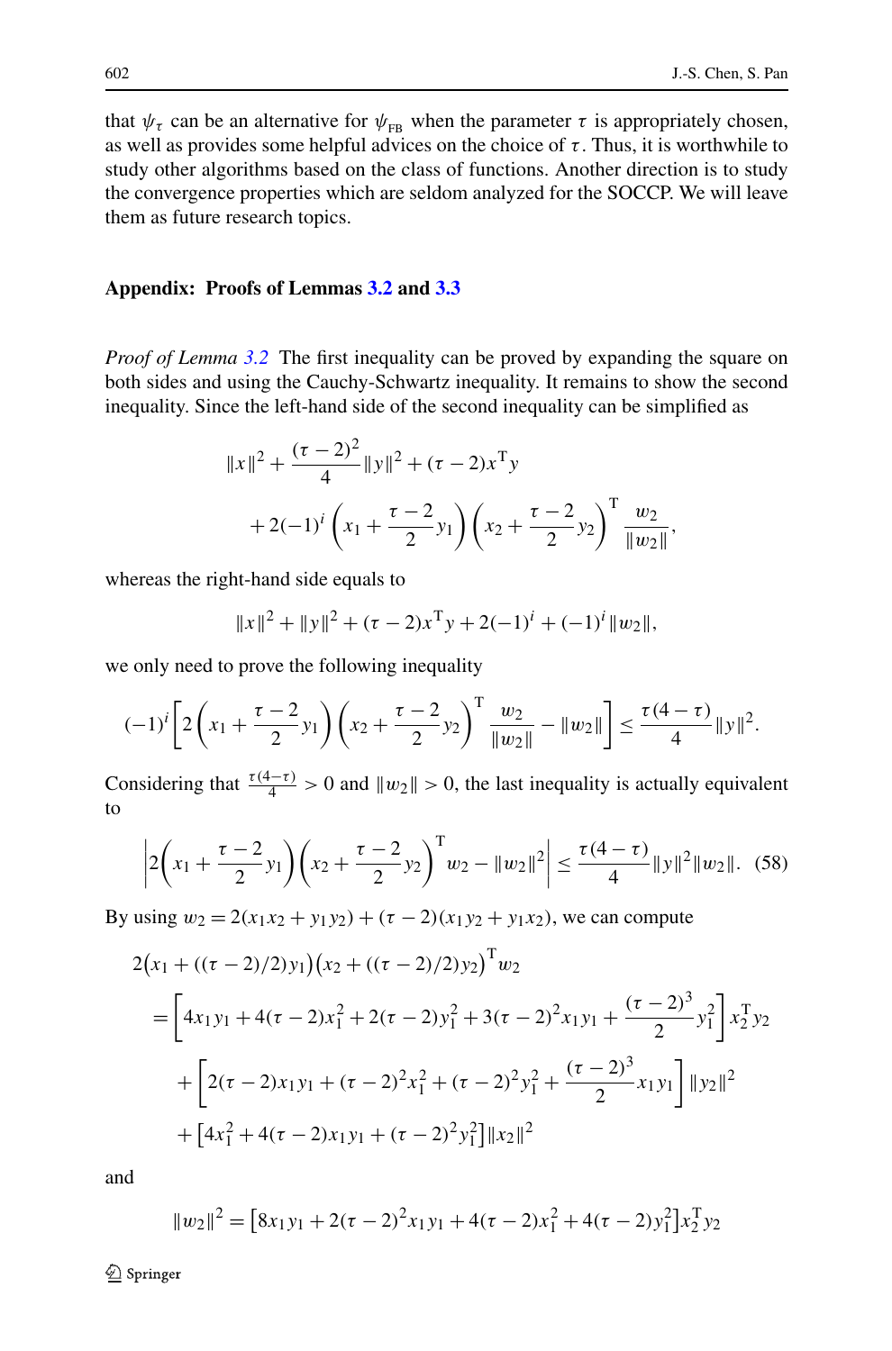that $\psi_\tau$ can be an alternative for $\psi_{\rm FB}$ when the parameter $\tau$ is appropriately chosen, as well as provides some helpful advices on the choice of $\tau$. Thus, it is worthwhile to study other algorithms based on the class of functions. Another direction is to study the convergence properties which are seldom analyzed for the SOCCP. We will leave them as future research topics.

## Appendix: Proofs of Lemmas 3.2 and 3.3

*Proof of Lemma 3.2* The first inequality can be proved by expanding the square on both sides and using the Cauchy-Schwartz inequality. It remains to show the second inequality. Since the left-hand side of the second inequality can be simplified as

$$\|x\|^2 + \frac{(\tau-2)^2}{4}\|y\|^2 + (\tau-2)x^{\rm T}y$$
$$+ 2(-1)^i\left(x_1 + \frac{\tau-2}{2}y_1\right)\left(x_2 + \frac{\tau-2}{2}y_2\right)^{\rm T}\frac{w_2}{\|w_2\|},$$

whereas the right-hand side equals to

$$\|x\|^2 + \|y\|^2 + (\tau-2)x^{\rm T}y + 2(-1)^i + (-1)^i\|w_2\|,$$

we only need to prove the following inequality

$$(-1)^i\left[2\left(x_1 + \frac{\tau-2}{2}y_1\right)\left(x_2 + \frac{\tau-2}{2}y_2\right)^{\rm T}\frac{w_2}{\|w_2\|} - \|w_2\|\right] \le \frac{\tau(4-\tau)}{4}\|y\|^2.$$

Considering that $\frac{\tau(4-\tau)}{4} > 0$ and $\|w_2\| > 0$, the last inequality is actually equivalent to

$$\left|2\left(x_1 + \frac{\tau-2}{2}y_1\right)\left(x_2 + \frac{\tau-2}{2}y_2\right)^{\rm T}w_2 - \|w_2\|^2\right| \le \frac{\tau(4-\tau)}{4}\|y\|^2\|w_2\|. \quad (58)$$

By using $w_2 = 2(x_1x_2 + y_1y_2) + (\tau-2)(x_1y_2 + y_1x_2)$, we can compute

$$\begin{aligned}
&2\big(x_1 + ((\tau-2)/2)y_1\big)\big(x_2 + ((\tau-2)/2)y_2\big)^{\rm T}w_2 \\
&= \left[4x_1y_1 + 4(\tau-2)x_1^2 + 2(\tau-2)y_1^2 + 3(\tau-2)^2x_1y_1 + \frac{(\tau-2)^3}{2}y_1^2\right]x_2^{\rm T}y_2 \\
&\quad + \left[2(\tau-2)x_1y_1 + (\tau-2)^2x_1^2 + (\tau-2)^2y_1^2 + \frac{(\tau-2)^3}{2}x_1y_1\right]\|y_2\|^2 \\
&\quad + \big[4x_1^2 + 4(\tau-2)x_1y_1 + (\tau-2)^2y_1^2\big]\|x_2\|^2
\end{aligned}$$

and

$$\|w_2\|^2 = \big[8x_1y_1 + 2(\tau-2)^2x_1y_1 + 4(\tau-2)x_1^2 + 4(\tau-2)y_1^2\big]x_2^{\rm T}y_2$$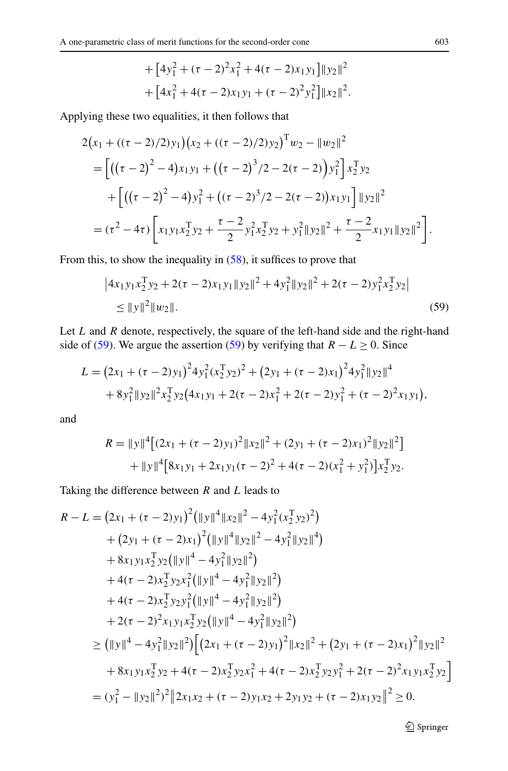$$
\begin{aligned}
&+\left[4y_1^2+(\tau-2)^2x_1^2+4(\tau-2)x_1y_1\right]\|y_2\|^2 \\
&+\left[4x_1^2+4(\tau-2)x_1y_1+(\tau-2)^2y_1^2\right]\|x_2\|^2.
\end{aligned}
$$

Applying these two equalities, it then follows that

$$
\begin{aligned}
&2\big(x_1+((\tau-2)/2)y_1\big)\big(x_2+((\tau-2)/2)y_2\big)^{\mathrm{T}}w_2-\|w_2\|^2 \\
&=\Big[\big((\tau-2)^2-4\big)x_1y_1+\Big((\tau-2)^3/2-2(\tau-2)\Big)y_1^2\Big]x_2^{\mathrm{T}}y_2 \\
&\quad+\Big[\big((\tau-2)^2-4\big)y_1^2+\big((\tau-2)^3/2-2(\tau-2)\big)x_1y_1\Big]\|y_2\|^2 \\
&=(\tau^2-4\tau)\left[x_1y_1x_2^{\mathrm{T}}y_2+\frac{\tau-2}{2}y_1^2x_2^{\mathrm{T}}y_2+y_1^2\|y_2\|^2+\frac{\tau-2}{2}x_1y_1\|y_2\|^2\right].
\end{aligned}
$$

From this, to show the inequality in (58), it suffices to prove that

$$
\begin{aligned}
&\left|4x_1y_1x_2^{\mathrm{T}}y_2+2(\tau-2)x_1y_1\|y_2\|^2+4y_1^2\|y_2\|^2+2(\tau-2)y_1^2x_2^{\mathrm{T}}y_2\right| \\
&\quad\le\|y\|^2\|w_2\|.
\end{aligned}
\tag{59}
$$

Let $L$ and $R$ denote, respectively, the square of the left-hand side and the right-hand side of (59). We argue the assertion (59) by verifying that $R-L\ge 0$. Since

$$
\begin{aligned}
L&=\big(2x_1+(\tau-2)y_1\big)^2 4y_1^2(x_2^{\mathrm{T}}y_2)^2+\big(2y_1+(\tau-2)x_1\big)^2 4y_1^2\|y_2\|^4 \\
&\quad+8y_1^2\|y_2\|^2x_2^{\mathrm{T}}y_2\big(4x_1y_1+2(\tau-2)x_1^2+2(\tau-2)y_1^2+(\tau-2)^2x_1y_1\big),
\end{aligned}
$$

and

$$
\begin{aligned}
R&=\|y\|^4\big[(2x_1+(\tau-2)y_1)^2\|x_2\|^2+(2y_1+(\tau-2)x_1)^2\|y_2\|^2\big] \\
&\quad+\|y\|^4\big[8x_1y_1+2x_1y_1(\tau-2)^2+4(\tau-2)(x_1^2+y_1^2)\big]x_2^{\mathrm{T}}y_2.
\end{aligned}
$$

Taking the difference between $R$ and $L$ leads to

$$
\begin{aligned}
R-L&=\big(2x_1+(\tau-2)y_1\big)^2\big(\|y\|^4\|x_2\|^2-4y_1^2(x_2^{\mathrm{T}}y_2)^2\big) \\
&\quad+\big(2y_1+(\tau-2)x_1\big)^2\big(\|y\|^4\|y_2\|^2-4y_1^2\|y_2\|^4\big) \\
&\quad+8x_1y_1x_2^{\mathrm{T}}y_2\big(\|y\|^4-4y_1^2\|y_2\|^2\big) \\
&\quad+4(\tau-2)x_2^{\mathrm{T}}y_2x_1^2\big(\|y\|^4-4y_1^2\|y_2\|^2\big) \\
&\quad+4(\tau-2)x_2^{\mathrm{T}}y_2y_1^2\big(\|y\|^4-4y_1^2\|y_2\|^2\big) \\
&\quad+2(\tau-2)^2x_1y_1x_2^{\mathrm{T}}y_2\big(\|y\|^4-4y_1^2\|y_2\|^2\big) \\
&\ge\big(\|y\|^4-4y_1^2\|y_2\|^2\big)\Big[\big(2x_1+(\tau-2)y_1\big)^2\|x_2\|^2+\big(2y_1+(\tau-2)x_1\big)^2\|y_2\|^2 \\
&\quad+8x_1y_1x_2^{\mathrm{T}}y_2+4(\tau-2)x_2^{\mathrm{T}}y_2x_1^2+4(\tau-2)x_2^{\mathrm{T}}y_2y_1^2+2(\tau-2)^2x_1y_1x_2^{\mathrm{T}}y_2\Big] \\
&=(y_1^2-\|y_2\|^2)^2\big\|2x_1x_2+(\tau-2)y_1x_2+2y_1y_2+(\tau-2)x_1y_2\big\|^2\ge 0.
\end{aligned}
$$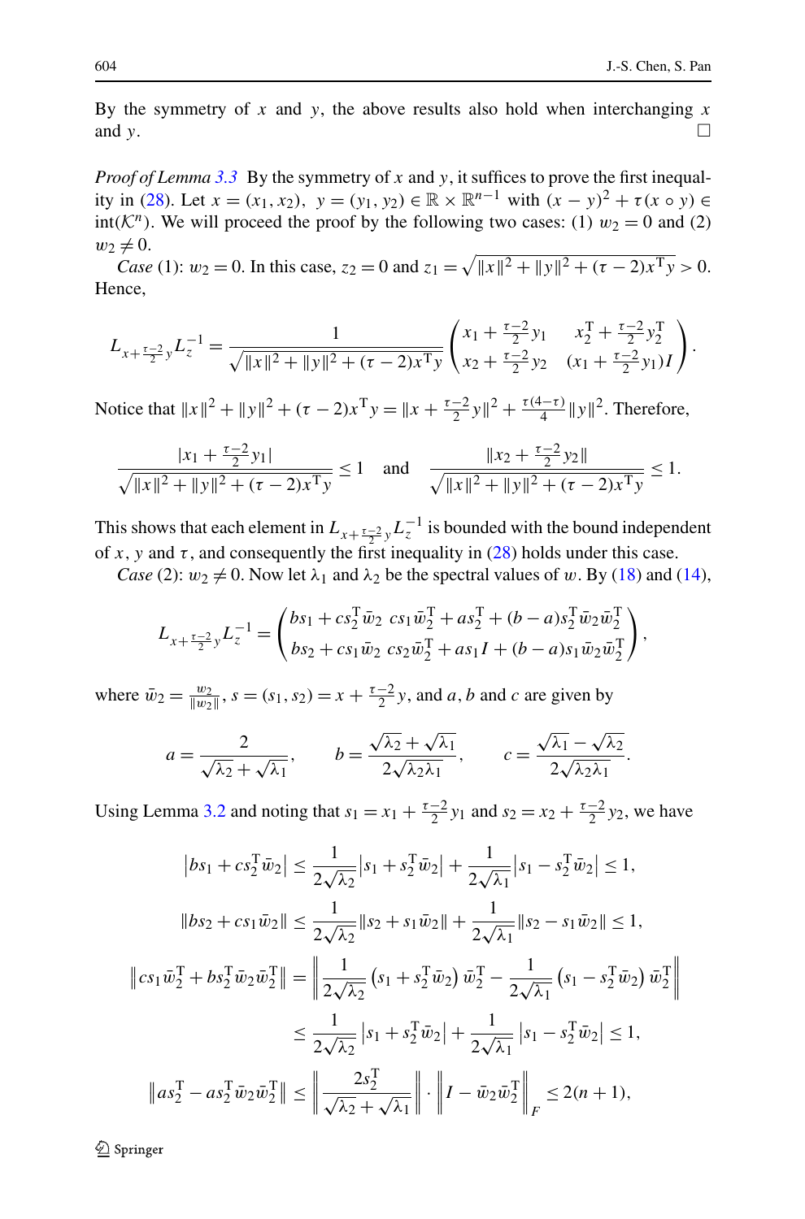By the symmetry of $x$ and $y$, the above results also hold when interchanging $x$ and $y$. □

*Proof of Lemma 3.3* By the symmetry of $x$ and $y$, it suffices to prove the first inequality in (28). Let $x=(x_1,x_2),\ y=(y_1,y_2)\in\mathbb{R}\times\mathbb{R}^{n-1}$ with $(x-y)^2+\tau(x\circ y)\in \text{int}(\mathcal{K}^n)$. We will proceed the proof by the following two cases: (1) $w_2=0$ and (2) $w_2\neq 0$.

*Case* (1): $w_2=0$. In this case, $z_2=0$ and $z_1=\sqrt{\|x\|^2+\|y\|^2+(\tau-2)x^{\mathrm T}y}>0$. Hence,

$$L_{x+\frac{\tau-2}{2}y}L_z^{-1}=\frac{1}{\sqrt{\|x\|^2+\|y\|^2+(\tau-2)x^{\mathrm T}y}}\begin{pmatrix} x_1+\frac{\tau-2}{2}y_1 & x_2^{\mathrm T}+\frac{\tau-2}{2}y_2^{\mathrm T}\\ x_2+\frac{\tau-2}{2}y_2 & (x_1+\frac{\tau-2}{2}y_1)I\end{pmatrix}.$$

Notice that $\|x\|^2+\|y\|^2+(\tau-2)x^{\mathrm T}y=\|x+\frac{\tau-2}{2}y\|^2+\frac{\tau(4-\tau)}{4}\|y\|^2$. Therefore,

$$\frac{|x_1+\frac{\tau-2}{2}y_1|}{\sqrt{\|x\|^2+\|y\|^2+(\tau-2)x^{\mathrm T}y}}\le 1 \quad\text{and}\quad \frac{\|x_2+\frac{\tau-2}{2}y_2\|}{\sqrt{\|x\|^2+\|y\|^2+(\tau-2)x^{\mathrm T}y}}\le 1.$$

This shows that each element in $L_{x+\frac{\tau-2}{2}y}L_z^{-1}$ is bounded with the bound independent of $x$, $y$ and $\tau$, and consequently the first inequality in (28) holds under this case.

*Case* (2): $w_2\neq 0$. Now let $\lambda_1$ and $\lambda_2$ be the spectral values of $w$. By (18) and (14),

$$L_{x+\frac{\tau-2}{2}y}L_z^{-1}=\begin{pmatrix} bs_1+cs_2^{\mathrm T}\bar w_2 & cs_1\bar w_2^{\mathrm T}+as_2^{\mathrm T}+(b-a)s_2^{\mathrm T}\bar w_2\bar w_2^{\mathrm T}\\ bs_2+cs_1\bar w_2 & cs_2\bar w_2^{\mathrm T}+as_1I+(b-a)s_1\bar w_2\bar w_2^{\mathrm T}\end{pmatrix},$$

where $\bar w_2=\frac{w_2}{\|w_2\|}$, $s=(s_1,s_2)=x+\frac{\tau-2}{2}y$, and $a,b$ and $c$ are given by

$$a=\frac{2}{\sqrt{\lambda_2}+\sqrt{\lambda_1}},\qquad b=\frac{\sqrt{\lambda_2}+\sqrt{\lambda_1}}{2\sqrt{\lambda_2\lambda_1}},\qquad c=\frac{\sqrt{\lambda_1}-\sqrt{\lambda_2}}{2\sqrt{\lambda_2\lambda_1}}.$$

Using Lemma 3.2 and noting that $s_1=x_1+\frac{\tau-2}{2}y_1$ and $s_2=x_2+\frac{\tau-2}{2}y_2$, we have

$$\begin{aligned}
\left|bs_1+cs_2^{\mathrm T}\bar w_2\right| &\le \frac{1}{2\sqrt{\lambda_2}}\left|s_1+s_2^{\mathrm T}\bar w_2\right|+\frac{1}{2\sqrt{\lambda_1}}\left|s_1-s_2^{\mathrm T}\bar w_2\right|\le 1,\\
\|bs_2+cs_1\bar w_2\| &\le \frac{1}{2\sqrt{\lambda_2}}\|s_2+s_1\bar w_2\|+\frac{1}{2\sqrt{\lambda_1}}\|s_2-s_1\bar w_2\|\le 1,\\
\left\|cs_1\bar w_2^{\mathrm T}+bs_2^{\mathrm T}\bar w_2\bar w_2^{\mathrm T}\right\| &= \left\|\frac{1}{2\sqrt{\lambda_2}}\left(s_1+s_2^{\mathrm T}\bar w_2\right)\bar w_2^{\mathrm T}-\frac{1}{2\sqrt{\lambda_1}}\left(s_1-s_2^{\mathrm T}\bar w_2\right)\bar w_2^{\mathrm T}\right\|\\
&\le \frac{1}{2\sqrt{\lambda_2}}\left|s_1+s_2^{\mathrm T}\bar w_2\right|+\frac{1}{2\sqrt{\lambda_1}}\left|s_1-s_2^{\mathrm T}\bar w_2\right|\le 1,\\
\left\|as_2^{\mathrm T}-as_2^{\mathrm T}\bar w_2\bar w_2^{\mathrm T}\right\| &\le \left\|\frac{2s_2^{\mathrm T}}{\sqrt{\lambda_2}+\sqrt{\lambda_1}}\right\|\cdot\left\|I-\bar w_2\bar w_2^{\mathrm T}\right\|_F\le 2(n+1),
\end{aligned}$$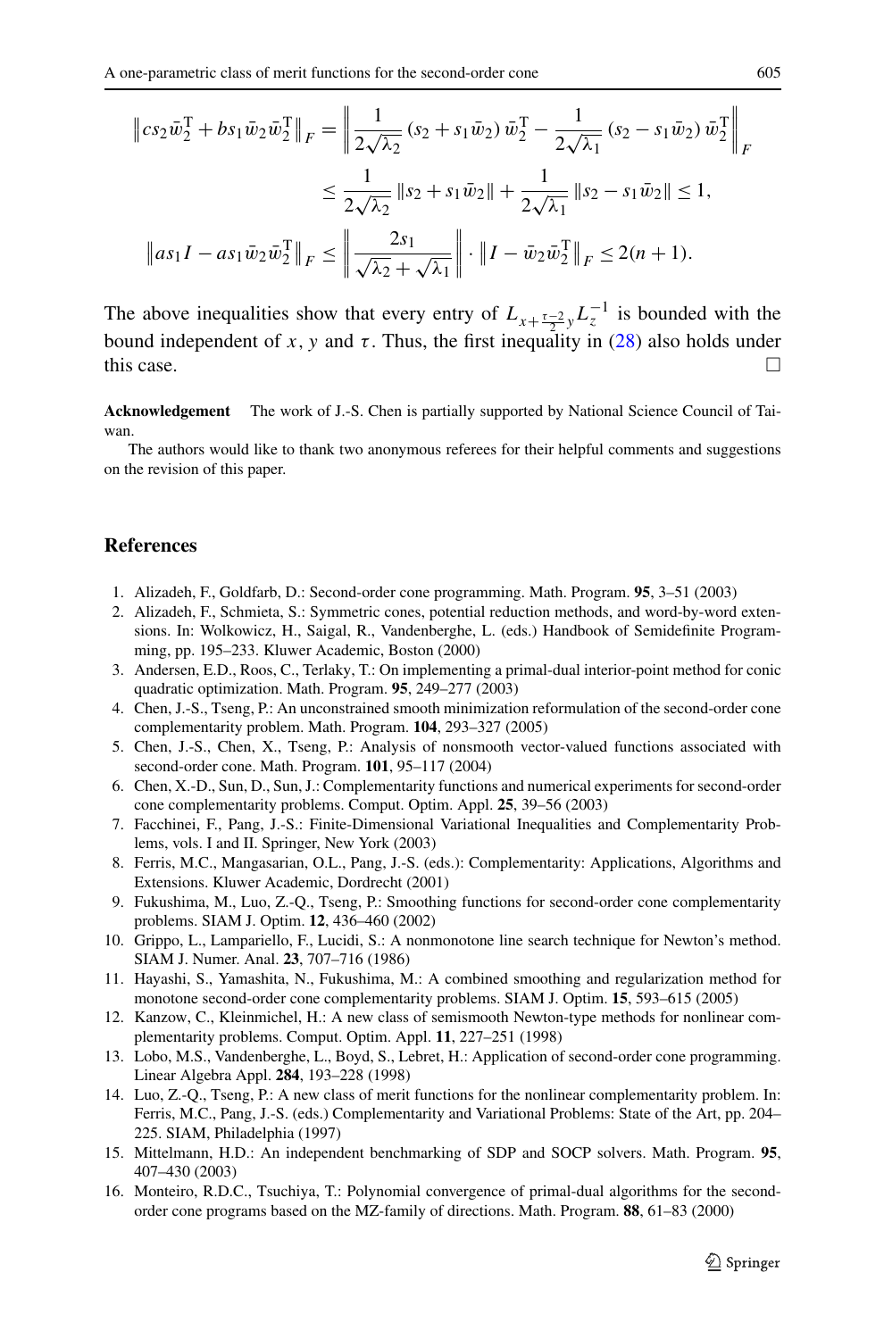$$\left\| c s_2 \bar{w}_2^{\mathrm{T}} + b s_1 \bar{w}_2 \bar{w}_2^{\mathrm{T}} \right\|_F = \left\| \frac{1}{2\sqrt{\lambda_2}} (s_2 + s_1 \bar{w}_2) \bar{w}_2^{\mathrm{T}} - \frac{1}{2\sqrt{\lambda_1}} (s_2 - s_1 \bar{w}_2) \bar{w}_2^{\mathrm{T}} \right\|_F$$

$$\leq \frac{1}{2\sqrt{\lambda_2}} \| s_2 + s_1 \bar{w}_2 \| + \frac{1}{2\sqrt{\lambda_1}} \| s_2 - s_1 \bar{w}_2 \| \leq 1,$$

$$\left\| a s_1 I - a s_1 \bar{w}_2 \bar{w}_2^{\mathrm{T}} \right\|_F \leq \left\| \frac{2 s_1}{\sqrt{\lambda_2} + \sqrt{\lambda_1}} \right\| \cdot \left\| I - \bar{w}_2 \bar{w}_2^{\mathrm{T}} \right\|_F \leq 2(n+1).$$

The above inequalities show that every entry of $L_{x+\frac{\tau-2}{2}y} L_z^{-1}$ is bounded with the bound independent of $x$, $y$ and $\tau$. Thus, the first inequality in (28) also holds under this case. □

**Acknowledgement** The work of J.-S. Chen is partially supported by National Science Council of Taiwan.

The authors would like to thank two anonymous referees for their helpful comments and suggestions on the revision of this paper.

## References

1. Alizadeh, F., Goldfarb, D.: Second-order cone programming. Math. Program. **95**, 3–51 (2003)
2. Alizadeh, F., Schmieta, S.: Symmetric cones, potential reduction methods, and word-by-word extensions. In: Wolkowicz, H., Saigal, R., Vandenberghe, L. (eds.) Handbook of Semidefinite Programming, pp. 195–233. Kluwer Academic, Boston (2000)
3. Andersen, E.D., Roos, C., Terlaky, T.: On implementing a primal-dual interior-point method for conic quadratic optimization. Math. Program. **95**, 249–277 (2003)
4. Chen, J.-S., Tseng, P.: An unconstrained smooth minimization reformulation of the second-order cone complementarity problem. Math. Program. **104**, 293–327 (2005)
5. Chen, J.-S., Chen, X., Tseng, P.: Analysis of nonsmooth vector-valued functions associated with second-order cone. Math. Program. **101**, 95–117 (2004)
6. Chen, X.-D., Sun, D., Sun, J.: Complementarity functions and numerical experiments for second-order cone complementarity problems. Comput. Optim. Appl. **25**, 39–56 (2003)
7. Facchinei, F., Pang, J.-S.: Finite-Dimensional Variational Inequalities and Complementarity Problems, vols. I and II. Springer, New York (2003)
8. Ferris, M.C., Mangasarian, O.L., Pang, J.-S. (eds.): Complementarity: Applications, Algorithms and Extensions. Kluwer Academic, Dordrecht (2001)
9. Fukushima, M., Luo, Z.-Q., Tseng, P.: Smoothing functions for second-order cone complementarity problems. SIAM J. Optim. **12**, 436–460 (2002)
10. Grippo, L., Lampariello, F., Lucidi, S.: A nonmonotone line search technique for Newton's method. SIAM J. Numer. Anal. **23**, 707–716 (1986)
11. Hayashi, S., Yamashita, N., Fukushima, M.: A combined smoothing and regularization method for monotone second-order cone complementarity problems. SIAM J. Optim. **15**, 593–615 (2005)
12. Kanzow, C., Kleinmichel, H.: A new class of semismooth Newton-type methods for nonlinear complementarity problems. Comput. Optim. Appl. **11**, 227–251 (1998)
13. Lobo, M.S., Vandenberghe, L., Boyd, S., Lebret, H.: Application of second-order cone programming. Linear Algebra Appl. **284**, 193–228 (1998)
14. Luo, Z.-Q., Tseng, P.: A new class of merit functions for the nonlinear complementarity problem. In: Ferris, M.C., Pang, J.-S. (eds.) Complementarity and Variational Problems: State of the Art, pp. 204–225. SIAM, Philadelphia (1997)
15. Mittelmann, H.D.: An independent benchmarking of SDP and SOCP solvers. Math. Program. **95**, 407–430 (2003)
16. Monteiro, R.D.C., Tsuchiya, T.: Polynomial convergence of primal-dual algorithms for the second-order cone programs based on the MZ-family of directions. Math. Program. **88**, 61–83 (2000)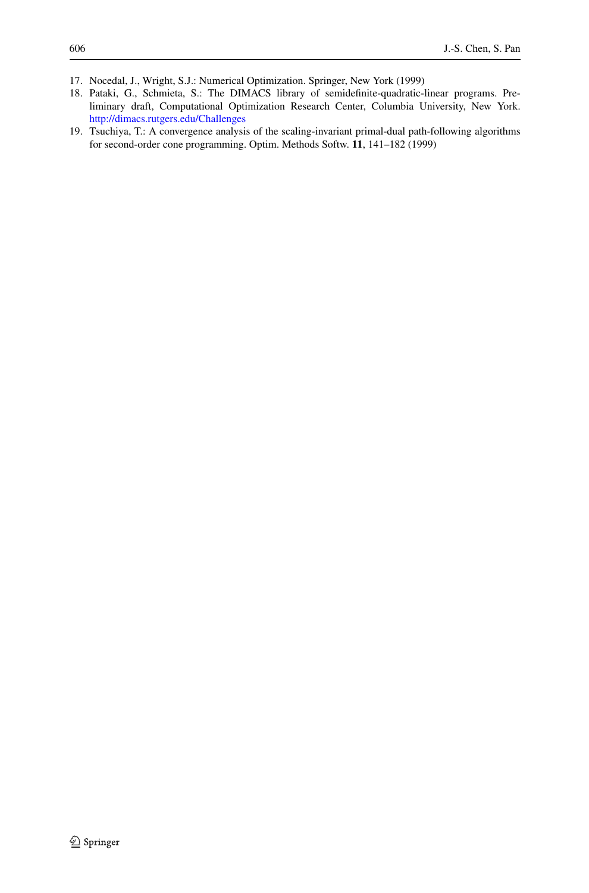17. Nocedal, J., Wright, S.J.: Numerical Optimization. Springer, New York (1999)
18. Pataki, G., Schmieta, S.: The DIMACS library of semidefinite-quadratic-linear programs. Preliminary draft, Computational Optimization Research Center, Columbia University, New York. http://dimacs.rutgers.edu/Challenges
19. Tsuchiya, T.: A convergence analysis of the scaling-invariant primal-dual path-following algorithms for second-order cone programming. Optim. Methods Softw. **11**, 141–182 (1999)